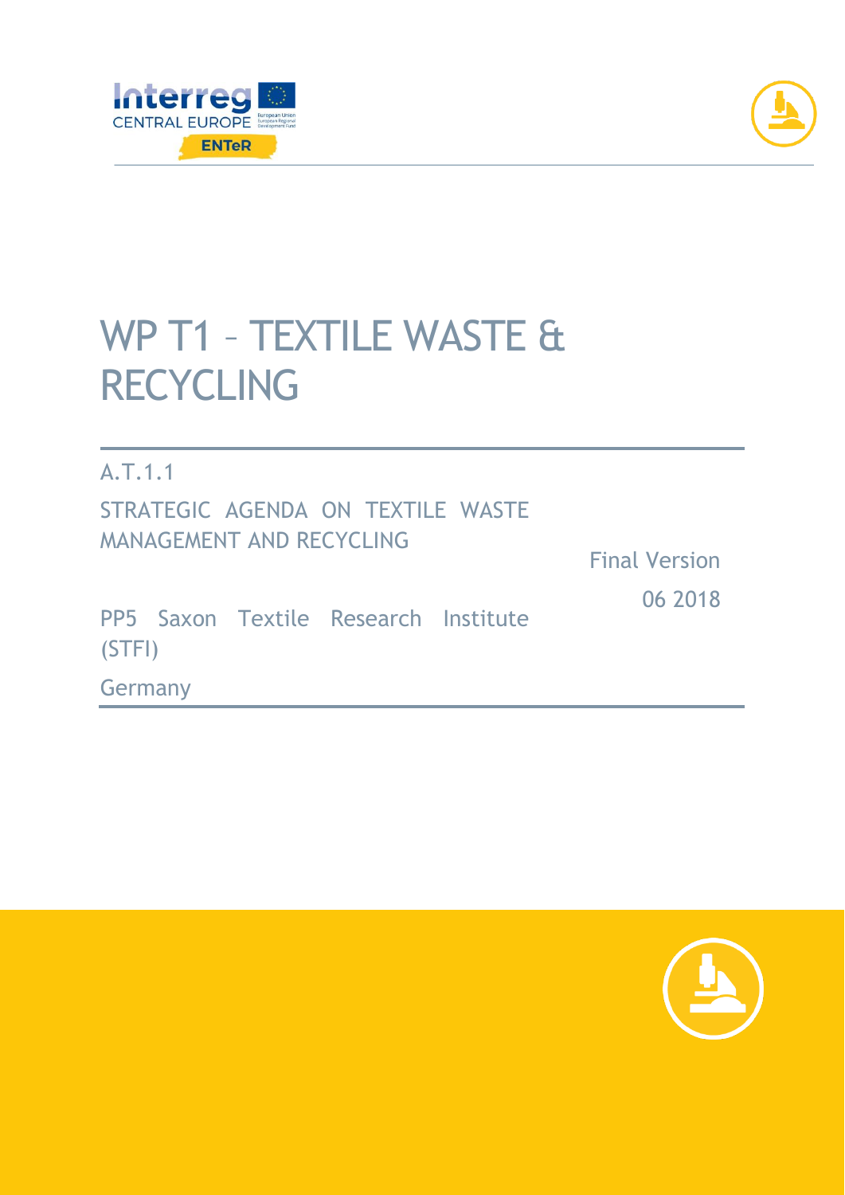# WP T1 – TEXTILE WASTE & RECYCLING

A.T.1.1

STRATEGIC AGENDA ON TEXTILE WASTE MANAGEMENT AND RECYCLING

Final Version

06 2018

PP5 Saxon Textile Research Institute (STFI)

Germany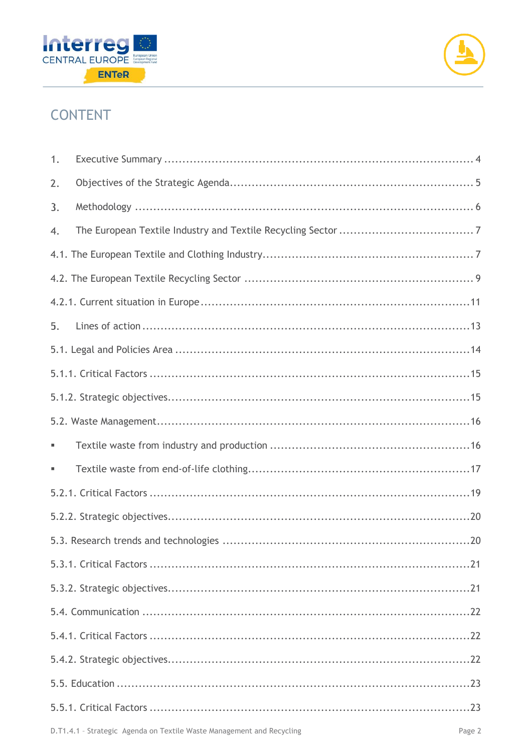# CONTENT

1. Executive Summary ........................................................................ 4
2. Objectives of the Strategic Agenda................................................... 5
3. Methodology ................................................................................ 6
4. The European Textile Industry and Textile Recycling Sector ..................... 7

4.1. The European Textile and Clothing Industry............................................ 7

4.2. The European Textile Recycling Sector ................................................ 9

4.2.1. Current situation in Europe ...........................................................11

5. Lines of action ..............................................................................13

5.1. Legal and Policies Area ..................................................................14

5.1.1. Critical Factors .........................................................................15

5.1.2. Strategic objectives.....................................................................15

5.2. Waste Management.........................................................................16

- Textile waste from industry and production ........................................16
- Textile waste from end-of-life clothing...............................................17

5.2.1. Critical Factors .........................................................................19

5.2.2. Strategic objectives.....................................................................20

5.3. Research trends and technologies ......................................................20

5.3.1. Critical Factors .........................................................................21

5.3.2. Strategic objectives.....................................................................21

5.4. Communication ..............................................................................22

5.4.1. Critical Factors .........................................................................22

5.4.2. Strategic objectives.....................................................................22

5.5. Education .....................................................................................23

5.5.1. Critical Factors .........................................................................23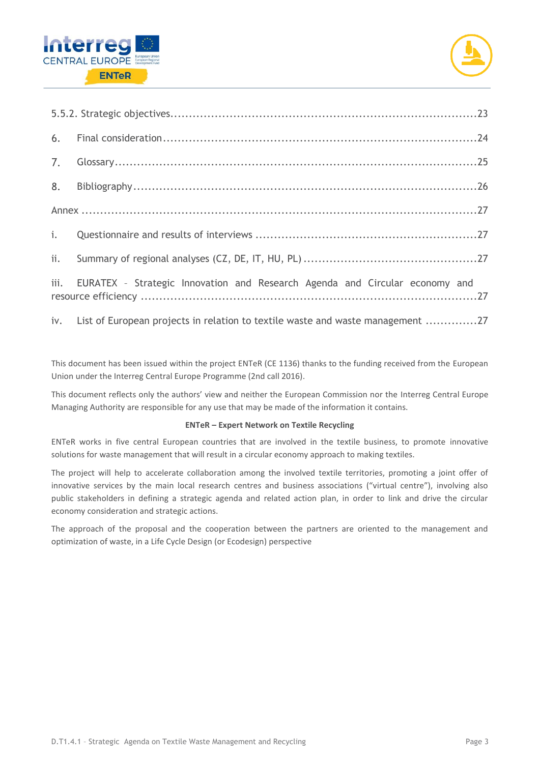5.5.2. Strategic objectives ........................................................................ 23

6. Final consideration ........................................................................ 24

7. Glossary ........................................................................ 25

8. Bibliography ........................................................................ 26

Annex ........................................................................ 27

i. Questionnaire and results of interviews ........................................................................ 27

ii. Summary of regional analyses (CZ, DE, IT, HU, PL) ........................................................................ 27

iii. EURATEX - Strategic Innovation and Research Agenda and Circular economy and resource efficiency ........................................................................ 27

iv. List of European projects in relation to textile waste and waste management ........................................................................ 27

This document has been issued within the project ENTeR (CE 1136) thanks to the funding received from the European Union under the Interreg Central Europe Programme (2nd call 2016).

This document reflects only the authors' view and neither the European Commission nor the Interreg Central Europe Managing Authority are responsible for any use that may be made of the information it contains.

**ENTeR – Expert Network on Textile Recycling**

ENTeR works in five central European countries that are involved in the textile business, to promote innovative solutions for waste management that will result in a circular economy approach to making textiles.

The project will help to accelerate collaboration among the involved textile territories, promoting a joint offer of innovative services by the main local research centres and business associations ("virtual centre"), involving also public stakeholders in defining a strategic agenda and related action plan, in order to link and drive the circular economy consideration and strategic actions.

The approach of the proposal and the cooperation between the partners are oriented to the management and optimization of waste, in a Life Cycle Design (or Ecodesign) perspective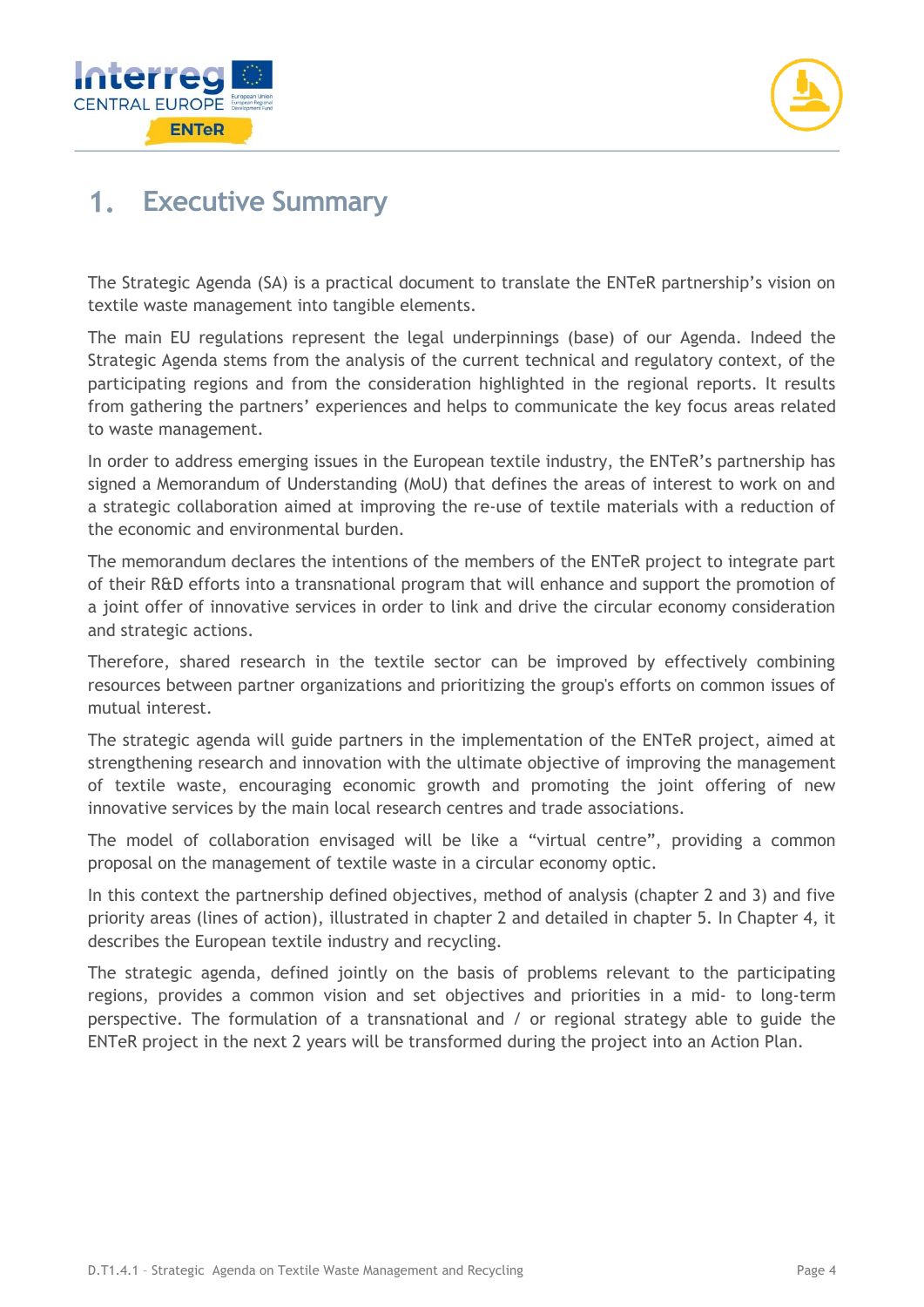# 1. Executive Summary

The Strategic Agenda (SA) is a practical document to translate the ENTeR partnership's vision on textile waste management into tangible elements.

The main EU regulations represent the legal underpinnings (base) of our Agenda. Indeed the Strategic Agenda stems from the analysis of the current technical and regulatory context, of the participating regions and from the consideration highlighted in the regional reports. It results from gathering the partners' experiences and helps to communicate the key focus areas related to waste management.

In order to address emerging issues in the European textile industry, the ENTeR's partnership has signed a Memorandum of Understanding (MoU) that defines the areas of interest to work on and a strategic collaboration aimed at improving the re-use of textile materials with a reduction of the economic and environmental burden.

The memorandum declares the intentions of the members of the ENTeR project to integrate part of their R&D efforts into a transnational program that will enhance and support the promotion of a joint offer of innovative services in order to link and drive the circular economy consideration and strategic actions.

Therefore, shared research in the textile sector can be improved by effectively combining resources between partner organizations and prioritizing the group's efforts on common issues of mutual interest.

The strategic agenda will guide partners in the implementation of the ENTeR project, aimed at strengthening research and innovation with the ultimate objective of improving the management of textile waste, encouraging economic growth and promoting the joint offering of new innovative services by the main local research centres and trade associations.

The model of collaboration envisaged will be like a "virtual centre", providing a common proposal on the management of textile waste in a circular economy optic.

In this context the partnership defined objectives, method of analysis (chapter 2 and 3) and five priority areas (lines of action), illustrated in chapter 2 and detailed in chapter 5. In Chapter 4, it describes the European textile industry and recycling.

The strategic agenda, defined jointly on the basis of problems relevant to the participating regions, provides a common vision and set objectives and priorities in a mid- to long-term perspective. The formulation of a transnational and / or regional strategy able to guide the ENTeR project in the next 2 years will be transformed during the project into an Action Plan.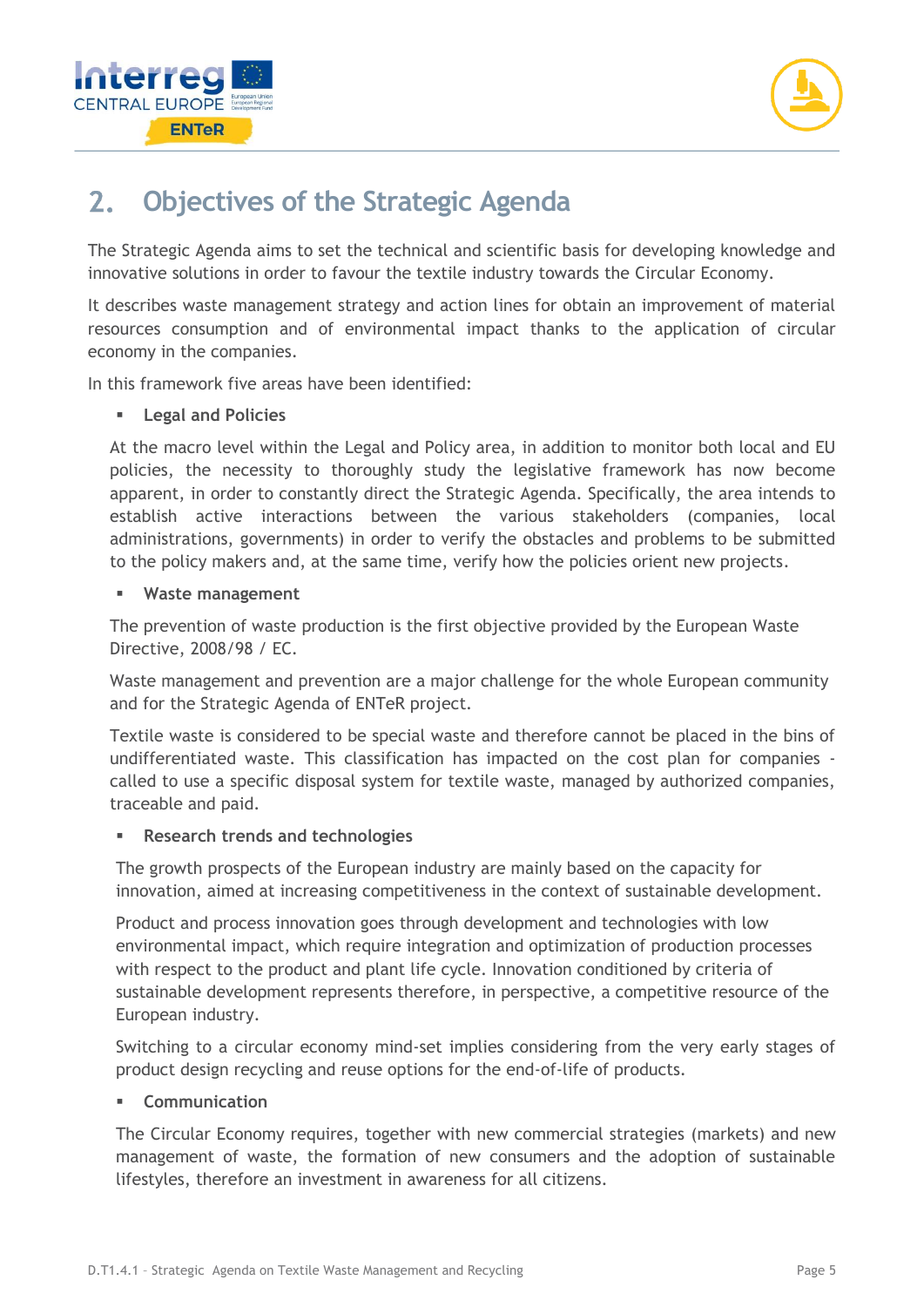## 2. Objectives of the Strategic Agenda

The Strategic Agenda aims to set the technical and scientific basis for developing knowledge and innovative solutions in order to favour the textile industry towards the Circular Economy.

It describes waste management strategy and action lines for obtain an improvement of material resources consumption and of environmental impact thanks to the application of circular economy in the companies.

In this framework five areas have been identified:

- **Legal and Policies**

At the macro level within the Legal and Policy area, in addition to monitor both local and EU policies, the necessity to thoroughly study the legislative framework has now become apparent, in order to constantly direct the Strategic Agenda. Specifically, the area intends to establish active interactions between the various stakeholders (companies, local administrations, governments) in order to verify the obstacles and problems to be submitted to the policy makers and, at the same time, verify how the policies orient new projects.

- **Waste management**

The prevention of waste production is the first objective provided by the European Waste Directive, 2008/98 / EC.

Waste management and prevention are a major challenge for the whole European community and for the Strategic Agenda of ENTeR project.

Textile waste is considered to be special waste and therefore cannot be placed in the bins of undifferentiated waste. This classification has impacted on the cost plan for companies - called to use a specific disposal system for textile waste, managed by authorized companies, traceable and paid.

- **Research trends and technologies**

The growth prospects of the European industry are mainly based on the capacity for innovation, aimed at increasing competitiveness in the context of sustainable development.

Product and process innovation goes through development and technologies with low environmental impact, which require integration and optimization of production processes with respect to the product and plant life cycle. Innovation conditioned by criteria of sustainable development represents therefore, in perspective, a competitive resource of the European industry.

Switching to a circular economy mind-set implies considering from the very early stages of product design recycling and reuse options for the end-of-life of products.

- **Communication**

The Circular Economy requires, together with new commercial strategies (markets) and new management of waste, the formation of new consumers and the adoption of sustainable lifestyles, therefore an investment in awareness for all citizens.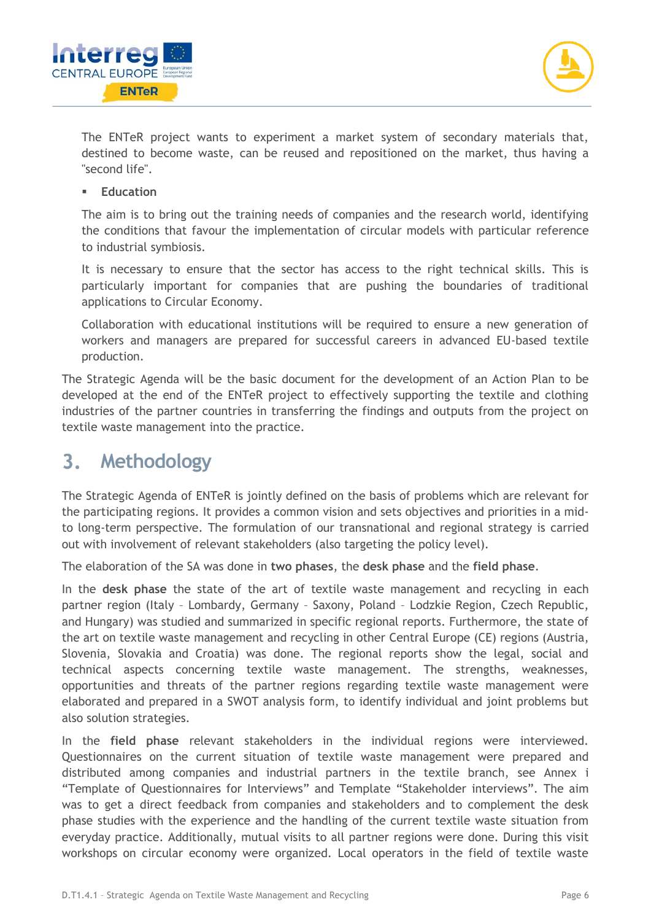The ENTeR project wants to experiment a market system of secondary materials that, destined to become waste, can be reused and repositioned on the market, thus having a "second life".

- **Education**

The aim is to bring out the training needs of companies and the research world, identifying the conditions that favour the implementation of circular models with particular reference to industrial symbiosis.

It is necessary to ensure that the sector has access to the right technical skills. This is particularly important for companies that are pushing the boundaries of traditional applications to Circular Economy.

Collaboration with educational institutions will be required to ensure a new generation of workers and managers are prepared for successful careers in advanced EU-based textile production.

The Strategic Agenda will be the basic document for the development of an Action Plan to be developed at the end of the ENTeR project to effectively supporting the textile and clothing industries of the partner countries in transferring the findings and outputs from the project on textile waste management into the practice.

# 3. Methodology

The Strategic Agenda of ENTeR is jointly defined on the basis of problems which are relevant for the participating regions. It provides a common vision and sets objectives and priorities in a mid- to long-term perspective. The formulation of our transnational and regional strategy is carried out with involvement of relevant stakeholders (also targeting the policy level).

The elaboration of the SA was done in **two phases**, the **desk phase** and the **field phase**.

In the **desk phase** the state of the art of textile waste management and recycling in each partner region (Italy – Lombardy, Germany – Saxony, Poland – Lodzkie Region, Czech Republic, and Hungary) was studied and summarized in specific regional reports. Furthermore, the state of the art on textile waste management and recycling in other Central Europe (CE) regions (Austria, Slovenia, Slovakia and Croatia) was done. The regional reports show the legal, social and technical aspects concerning textile waste management. The strengths, weaknesses, opportunities and threats of the partner regions regarding textile waste management were elaborated and prepared in a SWOT analysis form, to identify individual and joint problems but also solution strategies.

In the **field phase** relevant stakeholders in the individual regions were interviewed. Questionnaires on the current situation of textile waste management were prepared and distributed among companies and industrial partners in the textile branch, see Annex i "Template of Questionnaires for Interviews" and Template "Stakeholder interviews". The aim was to get a direct feedback from companies and stakeholders and to complement the desk phase studies with the experience and the handling of the current textile waste situation from everyday practice. Additionally, mutual visits to all partner regions were done. During this visit workshops on circular economy were organized. Local operators in the field of textile waste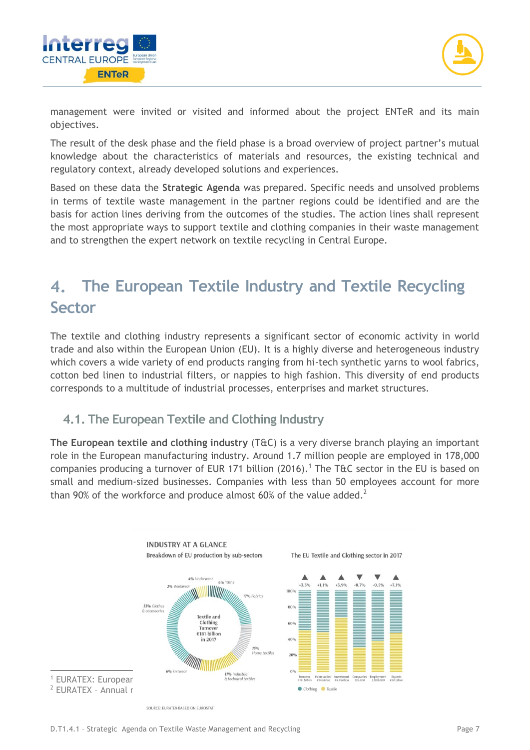management were invited or visited and informed about the project ENTeR and its main objectives.

The result of the desk phase and the field phase is a broad overview of project partner's mutual knowledge about the characteristics of materials and resources, the existing technical and regulatory context, already developed solutions and experiences.

Based on these data the **Strategic Agenda** was prepared. Specific needs and unsolved problems in terms of textile waste management in the partner regions could be identified and are the basis for action lines deriving from the outcomes of the studies. The action lines shall represent the most appropriate ways to support textile and clothing companies in their waste management and to strengthen the expert network on textile recycling in Central Europe.

# 4. The European Textile Industry and Textile Recycling Sector

The textile and clothing industry represents a significant sector of economic activity in world trade and also within the European Union (EU). It is a highly diverse and heterogeneous industry which covers a wide variety of end products ranging from hi-tech synthetic yarns to wool fabrics, cotton bed linen to industrial filters, or nappies to high fashion. This diversity of end products corresponds to a multitude of industrial processes, enterprises and market structures.

## 4.1. The European Textile and Clothing Industry

**The European textile and clothing industry** (T&C) is a very diverse branch playing an important role in the European manufacturing industry. Around 1.7 million people are employed in 178,000 companies producing a turnover of EUR 171 billion (2016).[1] The T&C sector in the EU is based on small and medium-sized businesses. Companies with less than 50 employees account for more than 90% of the workforce and produce almost 60% of the value added.[2]

INDUSTRY AT A GLANCE

Breakdown of EU production by sub-sectors

Textile and Clothing Turnover €181 billion in 2017

4% Underwear; 6% Yarns; 17% Fabrics; 15% Home textiles; 17% Industrial & technical textiles; 6% knitwear; 33% Clothes & accessories; 2% Workwear

The EU Textile and Clothing sector in 2017

| | Turnover | Value added | Investment | Companies | Employment | Exports |
|---|---|---|---|---|---|---|
| Change | ▲ +3.3% | ▲ +1.1% | ▲ +3.9% | ▼ -0.7% | ▼ -0.5% | ▲ +7.1% |
| Value | €181 billion | €36 billion | €4.9 billion | 176,400 | 1,700,000 | €48 billion |

Clothing / Textile

SOURCE: EURATEX BASED ON EUROSTAT

[1] EURATEX: European

[2] EURATEX – Annual r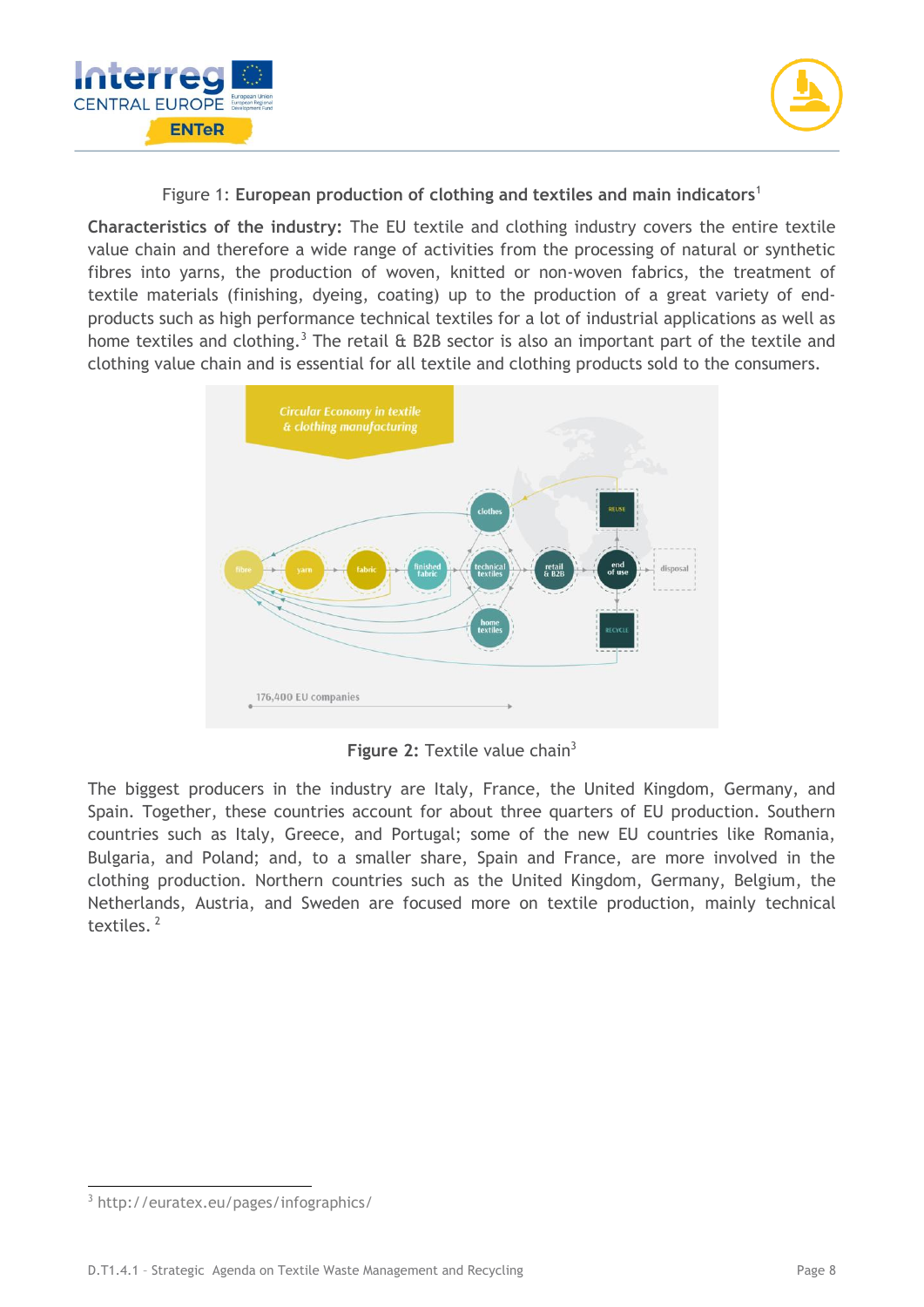Figure 1: **European production of clothing and textiles and main indicators**[1]

**Characteristics of the industry:** The EU textile and clothing industry covers the entire textile value chain and therefore a wide range of activities from the processing of natural or synthetic fibres into yarns, the production of woven, knitted or non-woven fabrics, the treatment of textile materials (finishing, dyeing, coating) up to the production of a great variety of end-products such as high performance technical textiles for a lot of industrial applications as well as home textiles and clothing.[3] The retail & B2B sector is also an important part of the textile and clothing value chain and is essential for all textile and clothing products sold to the consumers.

**Figure 2:** Textile value chain[3]

The biggest producers in the industry are Italy, France, the United Kingdom, Germany, and Spain. Together, these countries account for about three quarters of EU production. Southern countries such as Italy, Greece, and Portugal; some of the new EU countries like Romania, Bulgaria, and Poland; and, to a smaller share, Spain and France, are more involved in the clothing production. Northern countries such as the United Kingdom, Germany, Belgium, the Netherlands, Austria, and Sweden are focused more on textile production, mainly technical textiles. [2]

[3] http://euratex.eu/pages/infographics/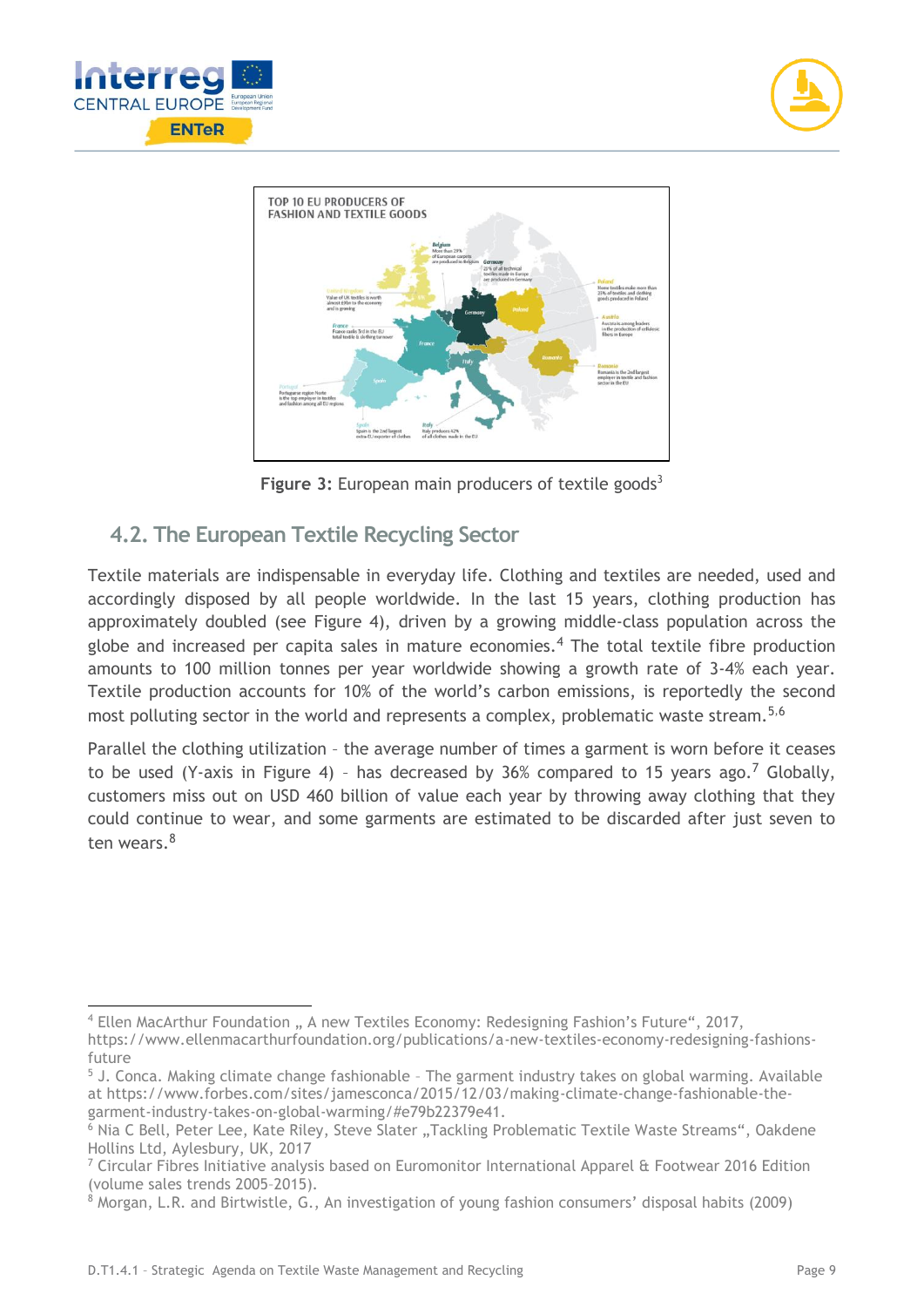Figure 3: European main producers of textile goods[3]

## 4.2. The European Textile Recycling Sector

Textile materials are indispensable in everyday life. Clothing and textiles are needed, used and accordingly disposed by all people worldwide. In the last 15 years, clothing production has approximately doubled (see Figure 4), driven by a growing middle-class population across the globe and increased per capita sales in mature economies.[4] The total textile fibre production amounts to 100 million tonnes per year worldwide showing a growth rate of 3-4% each year. Textile production accounts for 10% of the world's carbon emissions, is reportedly the second most polluting sector in the world and represents a complex, problematic waste stream.[5,6]

Parallel the clothing utilization – the average number of times a garment is worn before it ceases to be used (Y-axis in Figure 4) – has decreased by 36% compared to 15 years ago.[7] Globally, customers miss out on USD 460 billion of value each year by throwing away clothing that they could continue to wear, and some garments are estimated to be discarded after just seven to ten wears.[8]

---

[4] Ellen MacArthur Foundation „ A new Textiles Economy: Redesigning Fashion's Future", 2017, https://www.ellenmacarthurfoundation.org/publications/a-new-textiles-economy-redesigning-fashions-future

[5] J. Conca. Making climate change fashionable – The garment industry takes on global warming. Available at https://www.forbes.com/sites/jamesconca/2015/12/03/making-climate-change-fashionable-the-garment-industry-takes-on-global-warming/#e79b22379e41.

[6] Nia C Bell, Peter Lee, Kate Riley, Steve Slater „Tackling Problematic Textile Waste Streams", Oakdene Hollins Ltd, Aylesbury, UK, 2017

[7] Circular Fibres Initiative analysis based on Euromonitor International Apparel & Footwear 2016 Edition (volume sales trends 2005–2015).

[8] Morgan, L.R. and Birtwistle, G., An investigation of young fashion consumers' disposal habits (2009)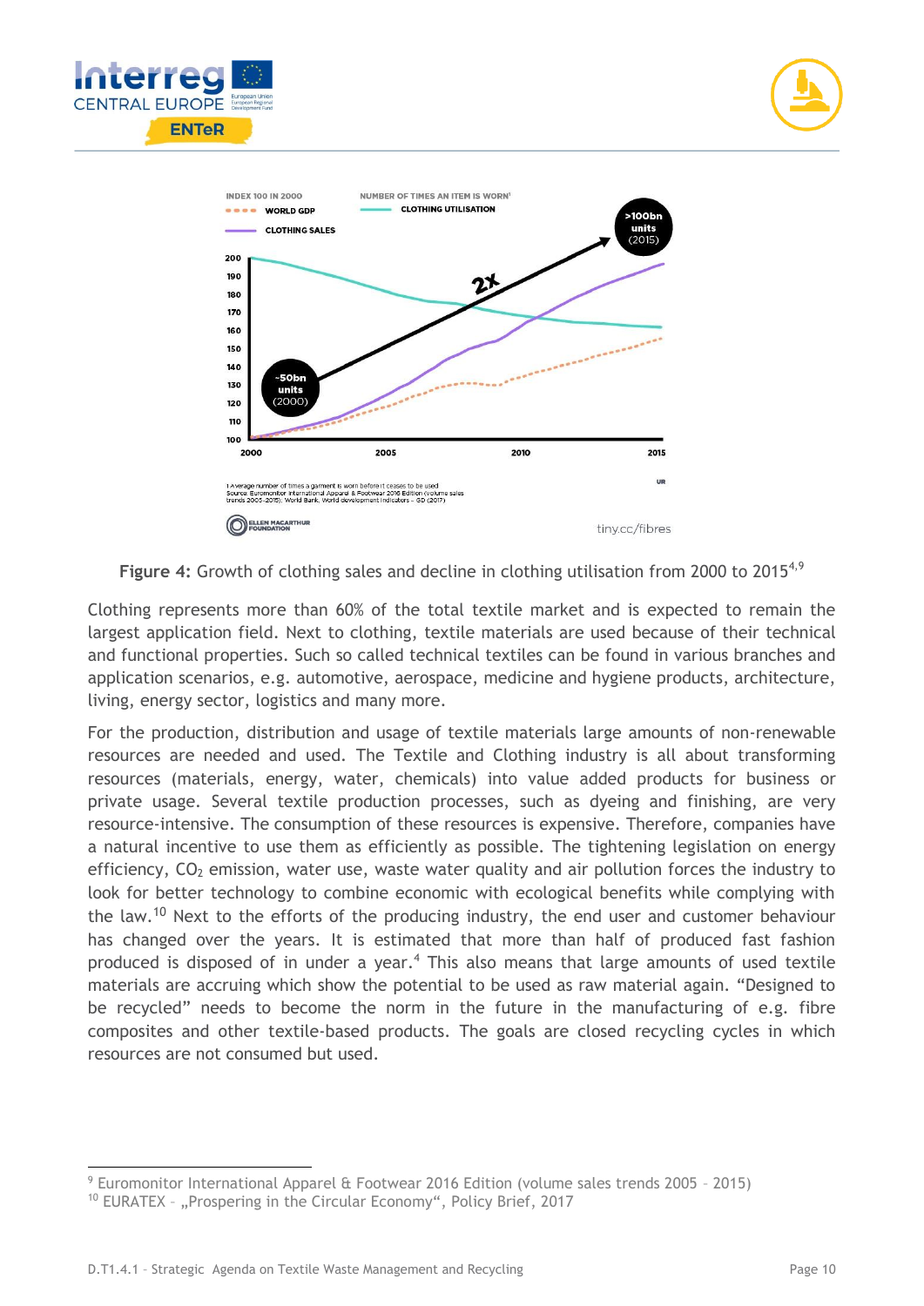Figure 4: Growth of clothing sales and decline in clothing utilisation from 2000 to 2015[4,9]

Clothing represents more than 60% of the total textile market and is expected to remain the largest application field. Next to clothing, textile materials are used because of their technical and functional properties. Such so called technical textiles can be found in various branches and application scenarios, e.g. automotive, aerospace, medicine and hygiene products, architecture, living, energy sector, logistics and many more.

For the production, distribution and usage of textile materials large amounts of non-renewable resources are needed and used. The Textile and Clothing industry is all about transforming resources (materials, energy, water, chemicals) into value added products for business or private usage. Several textile production processes, such as dyeing and finishing, are very resource-intensive. The consumption of these resources is expensive. Therefore, companies have a natural incentive to use them as efficiently as possible. The tightening legislation on energy efficiency, $CO_2$ emission, water use, waste water quality and air pollution forces the industry to look for better technology to combine economic with ecological benefits while complying with the law.[10] Next to the efforts of the producing industry, the end user and customer behaviour has changed over the years. It is estimated that more than half of produced fast fashion produced is disposed of in under a year.[4] This also means that large amounts of used textile materials are accruing which show the potential to be used as raw material again. "Designed to be recycled" needs to become the norm in the future in the manufacturing of e.g. fibre composites and other textile-based products. The goals are closed recycling cycles in which resources are not consumed but used.

---

[9] Euromonitor International Apparel & Footwear 2016 Edition (volume sales trends 2005 – 2015)

[10] EURATEX – „Prospering in the Circular Economy", Policy Brief, 2017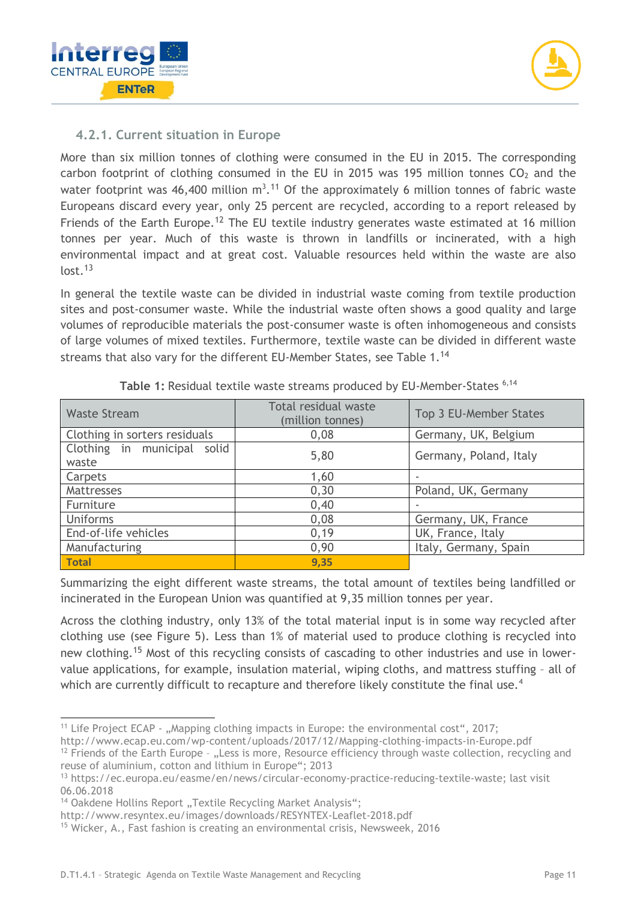### 4.2.1. Current situation in Europe

More than six million tonnes of clothing were consumed in the EU in 2015. The corresponding carbon footprint of clothing consumed in the EU in 2015 was 195 million tonnes $CO_2$ and the water footprint was 46,400 million $m^3$.[11] Of the approximately 6 million tonnes of fabric waste Europeans discard every year, only 25 percent are recycled, according to a report released by Friends of the Earth Europe.[12] The EU textile industry generates waste estimated at 16 million tonnes per year. Much of this waste is thrown in landfills or incinerated, with a high environmental impact and at great cost. Valuable resources held within the waste are also lost.[13]

In general the textile waste can be divided in industrial waste coming from textile production sites and post-consumer waste. While the industrial waste often shows a good quality and large volumes of reproducible materials the post-consumer waste is often inhomogeneous and consists of large volumes of mixed textiles. Furthermore, textile waste can be divided in different waste streams that also vary for the different EU-Member States, see Table 1.[14]

**Table 1:** Residual textile waste streams produced by EU-Member-States [6,14]

| Waste Stream | Total residual waste (million tonnes) | Top 3 EU-Member States |
|---|---|---|
| Clothing in sorters residuals | 0,08 | Germany, UK, Belgium |
| Clothing in municipal solid waste | 5,80 | Germany, Poland, Italy |
| Carpets | 1,60 | - |
| Mattresses | 0,30 | Poland, UK, Germany |
| Furniture | 0,40 | - |
| Uniforms | 0,08 | Germany, UK, France |
| End-of-life vehicles | 0,19 | UK, France, Italy |
| Manufacturing | 0,90 | Italy, Germany, Spain |
| **Total** | **9,35** | |

Summarizing the eight different waste streams, the total amount of textiles being landfilled or incinerated in the European Union was quantified at 9,35 million tonnes per year.

Across the clothing industry, only 13% of the total material input is in some way recycled after clothing use (see Figure 5). Less than 1% of material used to produce clothing is recycled into new clothing.[15] Most of this recycling consists of cascading to other industries and use in lower-value applications, for example, insulation material, wiping cloths, and mattress stuffing – all of which are currently difficult to recapture and therefore likely constitute the final use.[4]

---

[11] Life Project ECAP - „Mapping clothing impacts in Europe: the environmental cost", 2017; http://www.ecap.eu.com/wp-content/uploads/2017/12/Mapping-clothing-impacts-in-Europe.pdf

[12] Friends of the Earth Europe – „Less is more, Resource efficiency through waste collection, recycling and reuse of aluminium, cotton and lithium in Europe"; 2013

[13] https://ec.europa.eu/easme/en/news/circular-economy-practice-reducing-textile-waste; last visit 06.06.2018

[14] Oakdene Hollins Report „Textile Recycling Market Analysis"; http://www.resyntex.eu/images/downloads/RESYNTEX-Leaflet-2018.pdf

[15] Wicker, A., Fast fashion is creating an environmental crisis, Newsweek, 2016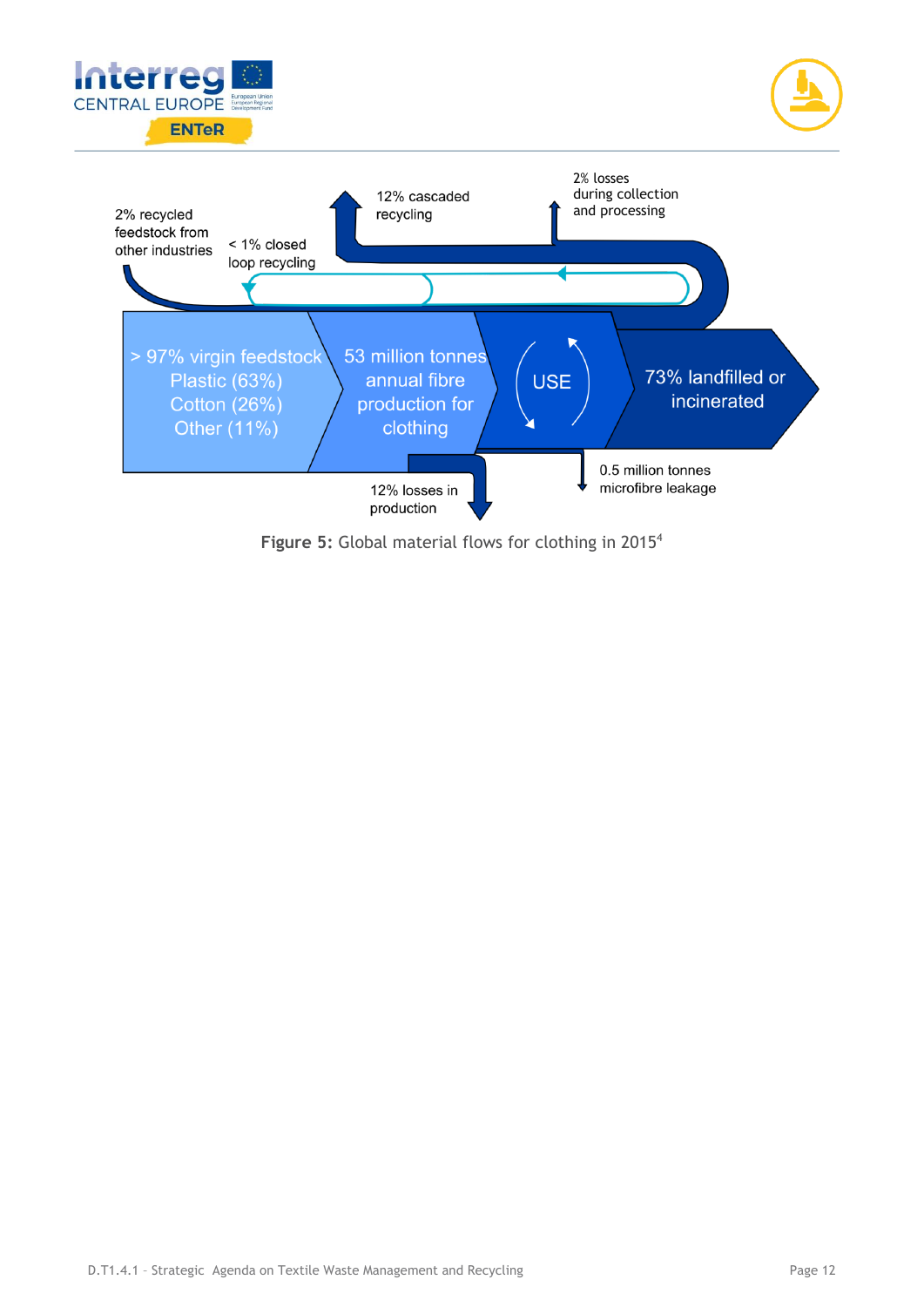2% recycled feedstock from other industries

< 1% closed loop recycling

12% cascaded recycling

2% losses during collection and processing

> 97% virgin feedstock
Plastic (63%)
Cotton (26%)
Other (11%)

53 million tonnes annual fibre production for clothing

USE

73% landfilled or incinerated

12% losses in production

0.5 million tonnes microfibre leakage

**Figure 5:** Global material flows for clothing in 2015[4]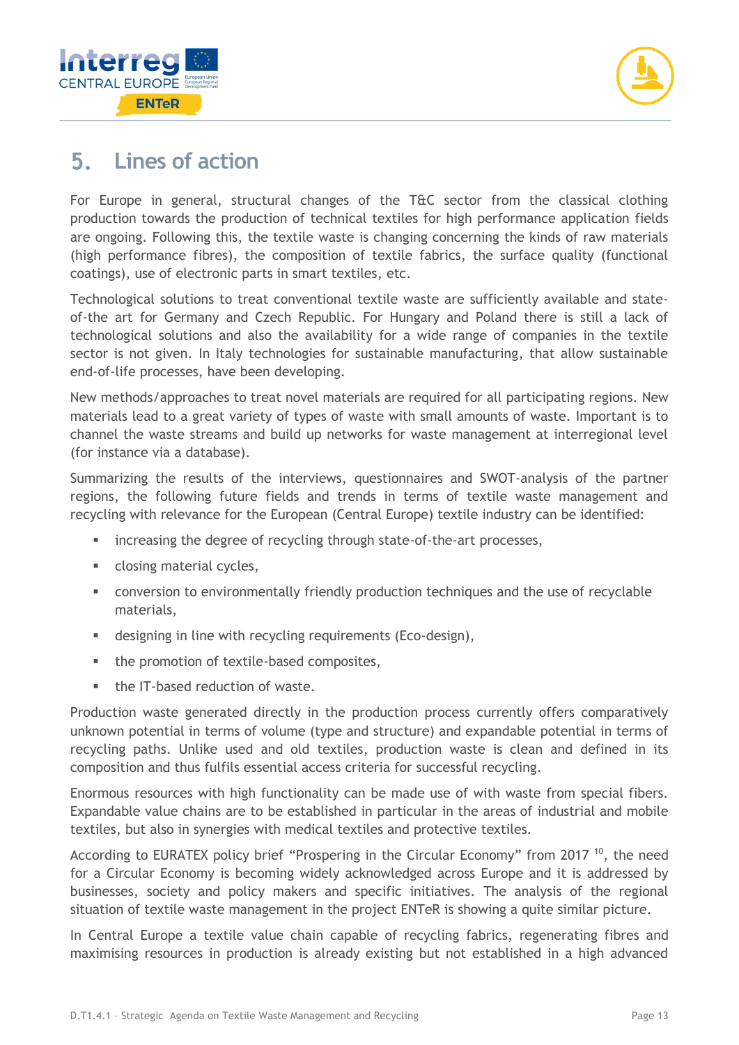# 5. Lines of action

For Europe in general, structural changes of the T&C sector from the classical clothing production towards the production of technical textiles for high performance application fields are ongoing. Following this, the textile waste is changing concerning the kinds of raw materials (high performance fibres), the composition of textile fabrics, the surface quality (functional coatings), use of electronic parts in smart textiles, etc.

Technological solutions to treat conventional textile waste are sufficiently available and state-of-the art for Germany and Czech Republic. For Hungary and Poland there is still a lack of technological solutions and also the availability for a wide range of companies in the textile sector is not given. In Italy technologies for sustainable manufacturing, that allow sustainable end-of-life processes, have been developing.

New methods/approaches to treat novel materials are required for all participating regions. New materials lead to a great variety of types of waste with small amounts of waste. Important is to channel the waste streams and build up networks for waste management at interregional level (for instance via a database).

Summarizing the results of the interviews, questionnaires and SWOT-analysis of the partner regions, the following future fields and trends in terms of textile waste management and recycling with relevance for the European (Central Europe) textile industry can be identified:

- increasing the degree of recycling through state-of-the-art processes,
- closing material cycles,
- conversion to environmentally friendly production techniques and the use of recyclable materials,
- designing in line with recycling requirements (Eco-design),
- the promotion of textile-based composites,
- the IT-based reduction of waste.

Production waste generated directly in the production process currently offers comparatively unknown potential in terms of volume (type and structure) and expandable potential in terms of recycling paths. Unlike used and old textiles, production waste is clean and defined in its composition and thus fulfils essential access criteria for successful recycling.

Enormous resources with high functionality can be made use of with waste from special fibers. Expandable value chains are to be established in particular in the areas of industrial and mobile textiles, but also in synergies with medical textiles and protective textiles.

According to EURATEX policy brief "Prospering in the Circular Economy" from 2017 [10], the need for a Circular Economy is becoming widely acknowledged across Europe and it is addressed by businesses, society and policy makers and specific initiatives. The analysis of the regional situation of textile waste management in the project ENTeR is showing a quite similar picture.

In Central Europe a textile value chain capable of recycling fabrics, regenerating fibres and maximising resources in production is already existing but not established in a high advanced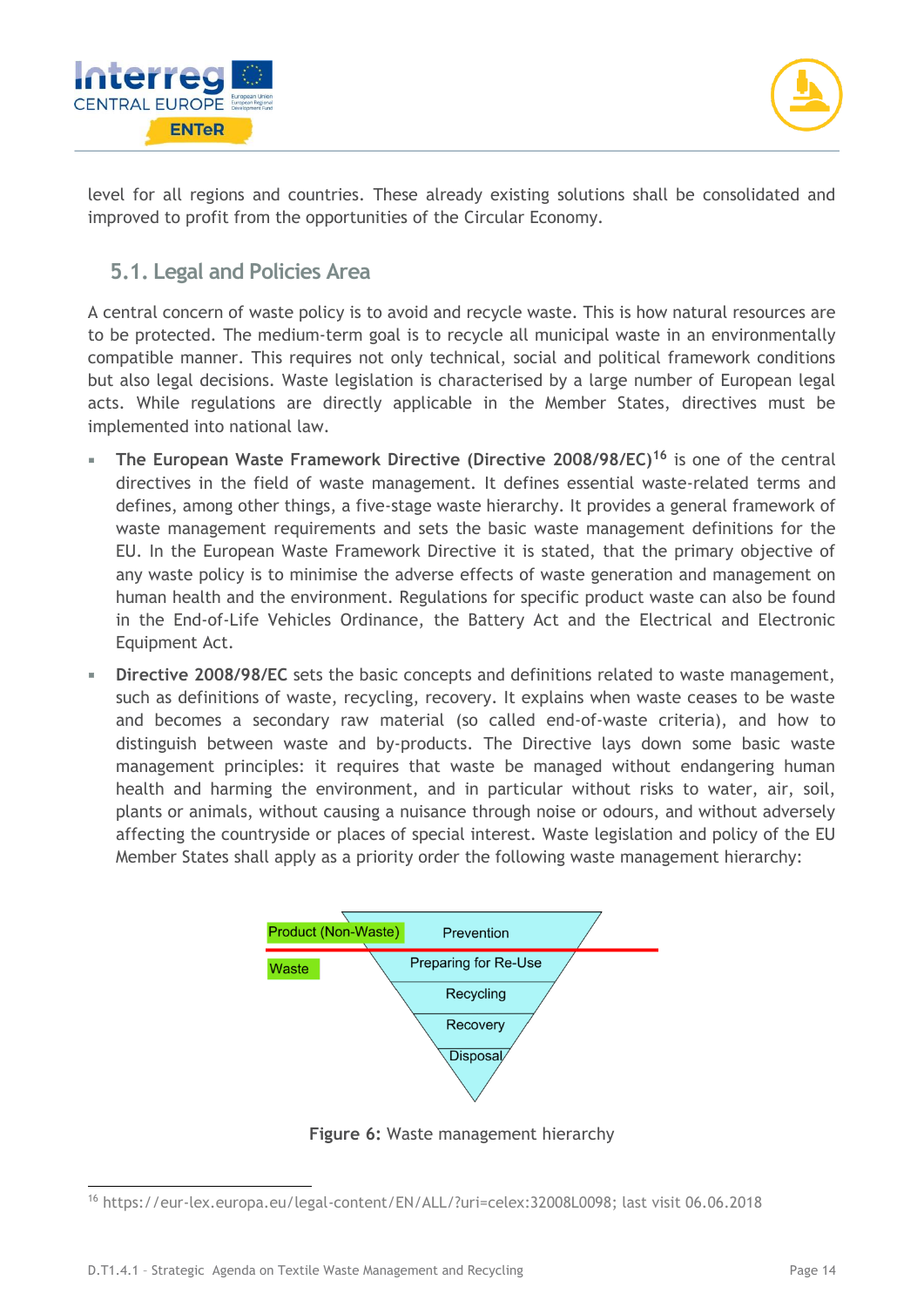level for all regions and countries. These already existing solutions shall be consolidated and improved to profit from the opportunities of the Circular Economy.

## 5.1. Legal and Policies Area

A central concern of waste policy is to avoid and recycle waste. This is how natural resources are to be protected. The medium-term goal is to recycle all municipal waste in an environmentally compatible manner. This requires not only technical, social and political framework conditions but also legal decisions. Waste legislation is characterised by a large number of European legal acts. While regulations are directly applicable in the Member States, directives must be implemented into national law.

- **The European Waste Framework Directive (Directive 2008/98/EC)**[16] is one of the central directives in the field of waste management. It defines essential waste-related terms and defines, among other things, a five-stage waste hierarchy. It provides a general framework of waste management requirements and sets the basic waste management definitions for the EU. In the European Waste Framework Directive it is stated, that the primary objective of any waste policy is to minimise the adverse effects of waste generation and management on human health and the environment. Regulations for specific product waste can also be found in the End-of-Life Vehicles Ordinance, the Battery Act and the Electrical and Electronic Equipment Act.
- **Directive 2008/98/EC** sets the basic concepts and definitions related to waste management, such as definitions of waste, recycling, recovery. It explains when waste ceases to be waste and becomes a secondary raw material (so called end-of-waste criteria), and how to distinguish between waste and by-products. The Directive lays down some basic waste management principles: it requires that waste be managed without endangering human health and harming the environment, and in particular without risks to water, air, soil, plants or animals, without causing a nuisance through noise or odours, and without adversely affecting the countryside or places of special interest. Waste legislation and policy of the EU Member States shall apply as a priority order the following waste management hierarchy:

Product (Non-Waste) | Prevention

Waste | Preparing for Re-Use | Recycling | Recovery | Disposal

**Figure 6:** Waste management hierarchy

[16] https://eur-lex.europa.eu/legal-content/EN/ALL/?uri=celex:32008L0098; last visit 06.06.2018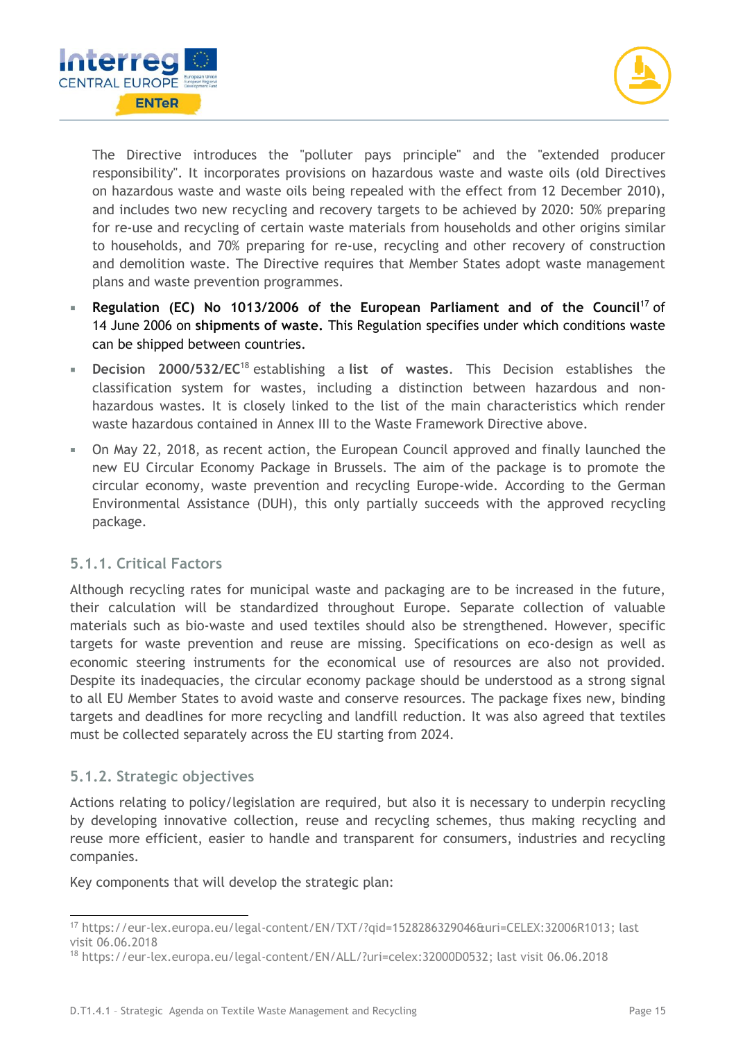The Directive introduces the "polluter pays principle" and the "extended producer responsibility". It incorporates provisions on hazardous waste and waste oils (old Directives on hazardous waste and waste oils being repealed with the effect from 12 December 2010), and includes two new recycling and recovery targets to be achieved by 2020: 50% preparing for re-use and recycling of certain waste materials from households and other origins similar to households, and 70% preparing for re-use, recycling and other recovery of construction and demolition waste. The Directive requires that Member States adopt waste management plans and waste prevention programmes.

- **Regulation (EC) No 1013/2006 of the European Parliament and of the Council**[17] of 14 June 2006 on **shipments of waste.** This Regulation specifies under which conditions waste can be shipped between countries.
- **Decision 2000/532/EC**[18] establishing a **list of wastes**. This Decision establishes the classification system for wastes, including a distinction between hazardous and non-hazardous wastes. It is closely linked to the list of the main characteristics which render waste hazardous contained in Annex III to the Waste Framework Directive above.
- On May 22, 2018, as recent action, the European Council approved and finally launched the new EU Circular Economy Package in Brussels. The aim of the package is to promote the circular economy, waste prevention and recycling Europe-wide. According to the German Environmental Assistance (DUH), this only partially succeeds with the approved recycling package.

### 5.1.1. Critical Factors

Although recycling rates for municipal waste and packaging are to be increased in the future, their calculation will be standardized throughout Europe. Separate collection of valuable materials such as bio-waste and used textiles should also be strengthened. However, specific targets for waste prevention and reuse are missing. Specifications on eco-design as well as economic steering instruments for the economical use of resources are also not provided. Despite its inadequacies, the circular economy package should be understood as a strong signal to all EU Member States to avoid waste and conserve resources. The package fixes new, binding targets and deadlines for more recycling and landfill reduction. It was also agreed that textiles must be collected separately across the EU starting from 2024.

### 5.1.2. Strategic objectives

Actions relating to policy/legislation are required, but also it is necessary to underpin recycling by developing innovative collection, reuse and recycling schemes, thus making recycling and reuse more efficient, easier to handle and transparent for consumers, industries and recycling companies.

Key components that will develop the strategic plan:

---

[17] https://eur-lex.europa.eu/legal-content/EN/TXT/?qid=1528286329046&uri=CELEX:32006R1013; last visit 06.06.2018

[18] https://eur-lex.europa.eu/legal-content/EN/ALL/?uri=celex:32000D0532; last visit 06.06.2018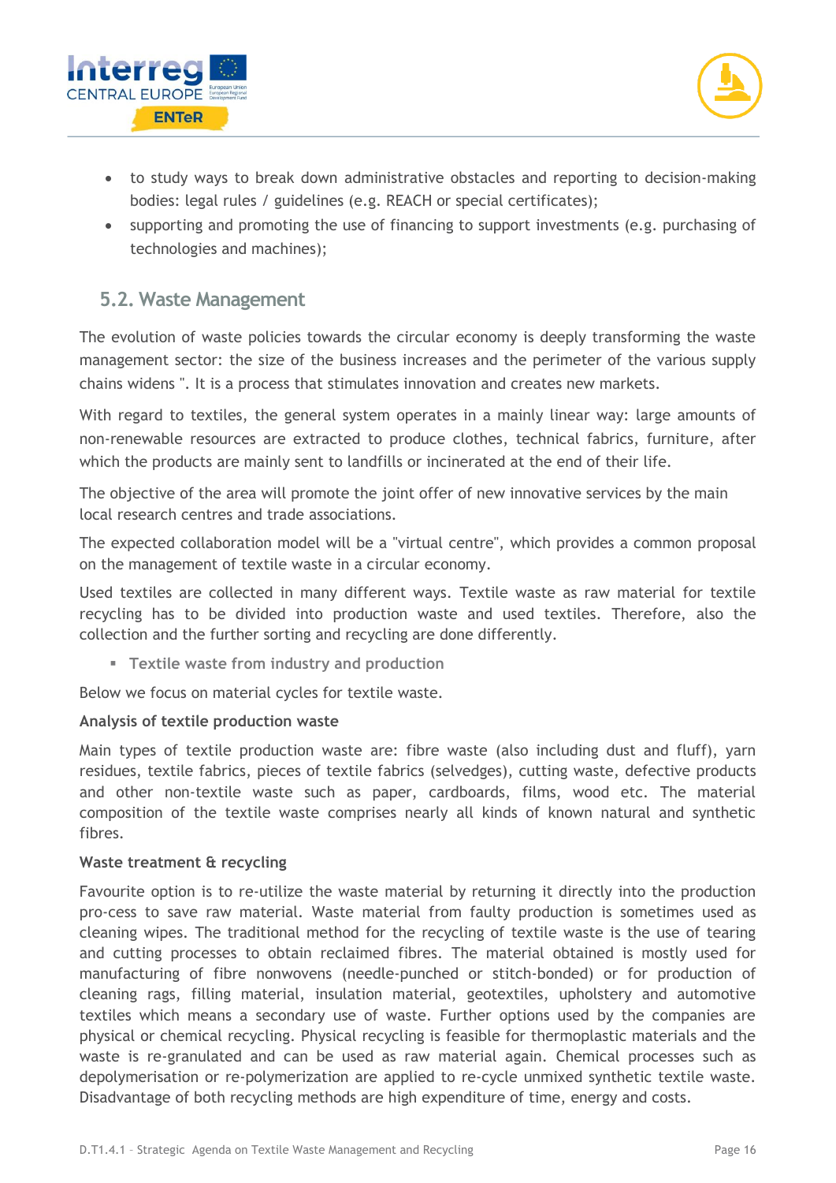- to study ways to break down administrative obstacles and reporting to decision-making bodies: legal rules / guidelines (e.g. REACH or special certificates);
- supporting and promoting the use of financing to support investments (e.g. purchasing of technologies and machines);

## 5.2. Waste Management

The evolution of waste policies towards the circular economy is deeply transforming the waste management sector: the size of the business increases and the perimeter of the various supply chains widens ". It is a process that stimulates innovation and creates new markets.

With regard to textiles, the general system operates in a mainly linear way: large amounts of non-renewable resources are extracted to produce clothes, technical fabrics, furniture, after which the products are mainly sent to landfills or incinerated at the end of their life.

The objective of the area will promote the joint offer of new innovative services by the main local research centres and trade associations.

The expected collaboration model will be a "virtual centre", which provides a common proposal on the management of textile waste in a circular economy.

Used textiles are collected in many different ways. Textile waste as raw material for textile recycling has to be divided into production waste and used textiles. Therefore, also the collection and the further sorting and recycling are done differently.

- **Textile waste from industry and production**

Below we focus on material cycles for textile waste.

**Analysis of textile production waste**

Main types of textile production waste are: fibre waste (also including dust and fluff), yarn residues, textile fabrics, pieces of textile fabrics (selvedges), cutting waste, defective products and other non-textile waste such as paper, cardboards, films, wood etc. The material composition of the textile waste comprises nearly all kinds of known natural and synthetic fibres.

**Waste treatment & recycling**

Favourite option is to re-utilize the waste material by returning it directly into the production pro-cess to save raw material. Waste material from faulty production is sometimes used as cleaning wipes. The traditional method for the recycling of textile waste is the use of tearing and cutting processes to obtain reclaimed fibres. The material obtained is mostly used for manufacturing of fibre nonwovens (needle-punched or stitch-bonded) or for production of cleaning rags, filling material, insulation material, geotextiles, upholstery and automotive textiles which means a secondary use of waste. Further options used by the companies are physical or chemical recycling. Physical recycling is feasible for thermoplastic materials and the waste is re-granulated and can be used as raw material again. Chemical processes such as depolymerisation or re-polymerization are applied to re-cycle unmixed synthetic textile waste. Disadvantage of both recycling methods are high expenditure of time, energy and costs.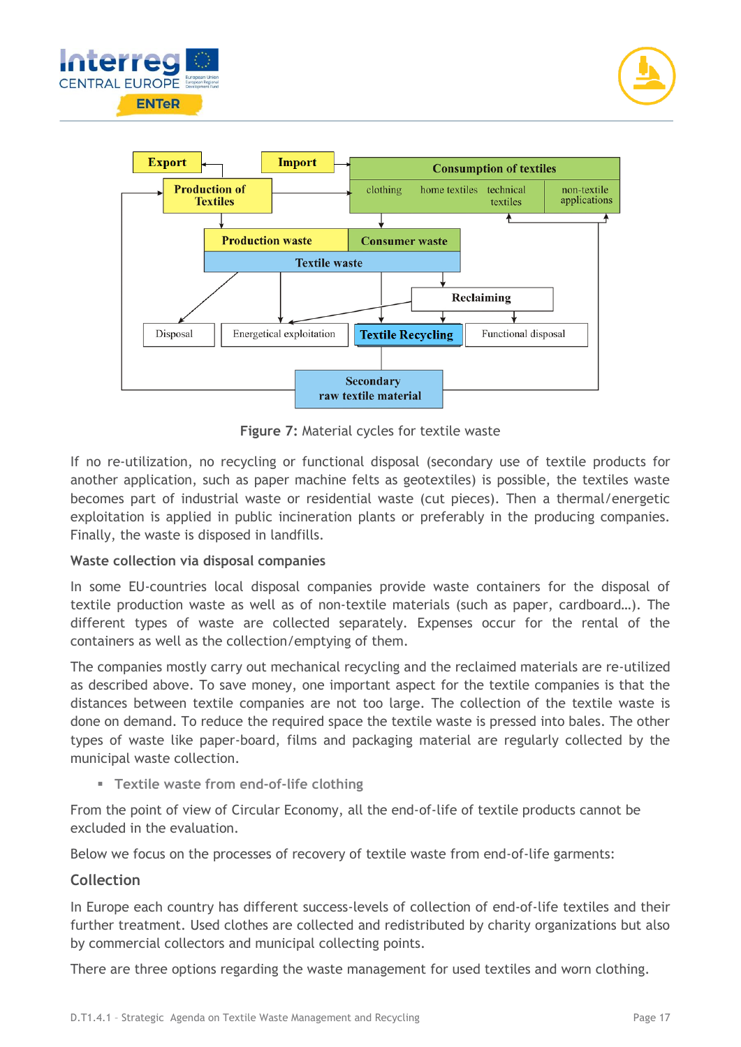Figure 7: Material cycles for textile waste

If no re-utilization, no recycling or functional disposal (secondary use of textile products for another application, such as paper machine felts as geotextiles) is possible, the textiles waste becomes part of industrial waste or residential waste (cut pieces). Then a thermal/energetic exploitation is applied in public incineration plants or preferably in the producing companies. Finally, the waste is disposed in landfills.

**Waste collection via disposal companies**

In some EU-countries local disposal companies provide waste containers for the disposal of textile production waste as well as of non-textile materials (such as paper, cardboard…). The different types of waste are collected separately. Expenses occur for the rental of the containers as well as the collection/emptying of them.

The companies mostly carry out mechanical recycling and the reclaimed materials are re-utilized as described above. To save money, one important aspect for the textile companies is that the distances between textile companies are not too large. The collection of the textile waste is done on demand. To reduce the required space the textile waste is pressed into bales. The other types of waste like paper-board, films and packaging material are regularly collected by the municipal waste collection.

- **Textile waste from end-of-life clothing**

From the point of view of Circular Economy, all the end-of-life of textile products cannot be excluded in the evaluation.

Below we focus on the processes of recovery of textile waste from end-of-life garments:

## Collection

In Europe each country has different success-levels of collection of end-of-life textiles and their further treatment. Used clothes are collected and redistributed by charity organizations but also by commercial collectors and municipal collecting points.

There are three options regarding the waste management for used textiles and worn clothing.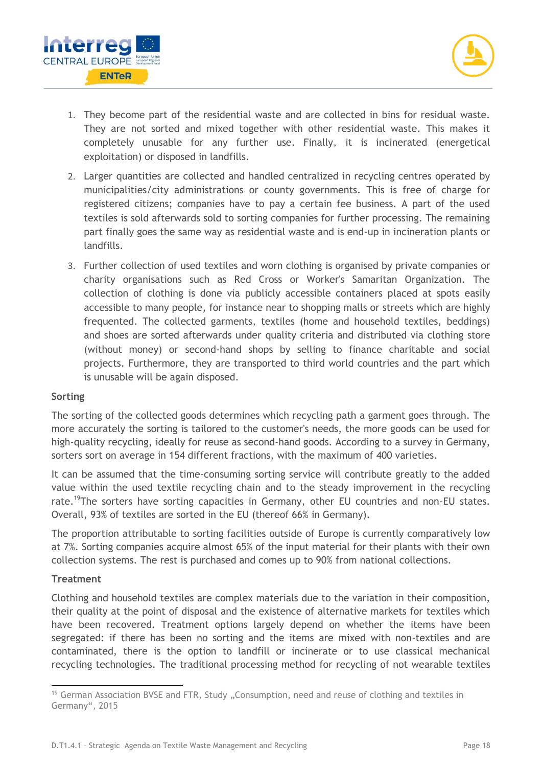1. They become part of the residential waste and are collected in bins for residual waste. They are not sorted and mixed together with other residential waste. This makes it completely unusable for any further use. Finally, it is incinerated (energetical exploitation) or disposed in landfills.
2. Larger quantities are collected and handled centralized in recycling centres operated by municipalities/city administrations or county governments. This is free of charge for registered citizens; companies have to pay a certain fee business. A part of the used textiles is sold afterwards sold to sorting companies for further processing. The remaining part finally goes the same way as residential waste and is end-up in incineration plants or landfills.
3. Further collection of used textiles and worn clothing is organised by private companies or charity organisations such as Red Cross or Worker's Samaritan Organization. The collection of clothing is done via publicly accessible containers placed at spots easily accessible to many people, for instance near to shopping malls or streets which are highly frequented. The collected garments, textiles (home and household textiles, beddings) and shoes are sorted afterwards under quality criteria and distributed via clothing store (without money) or second-hand shops by selling to finance charitable and social projects. Furthermore, they are transported to third world countries and the part which is unusable will be again disposed.

**Sorting**

The sorting of the collected goods determines which recycling path a garment goes through. The more accurately the sorting is tailored to the customer's needs, the more goods can be used for high-quality recycling, ideally for reuse as second-hand goods. According to a survey in Germany, sorters sort on average in 154 different fractions, with the maximum of 400 varieties.

It can be assumed that the time-consuming sorting service will contribute greatly to the added value within the used textile recycling chain and to the steady improvement in the recycling rate.[19]The sorters have sorting capacities in Germany, other EU countries and non-EU states. Overall, 93% of textiles are sorted in the EU (thereof 66% in Germany).

The proportion attributable to sorting facilities outside of Europe is currently comparatively low at 7%. Sorting companies acquire almost 65% of the input material for their plants with their own collection systems. The rest is purchased and comes up to 90% from national collections.

**Treatment**

Clothing and household textiles are complex materials due to the variation in their composition, their quality at the point of disposal and the existence of alternative markets for textiles which have been recovered. Treatment options largely depend on whether the items have been segregated: if there has been no sorting and the items are mixed with non-textiles and are contaminated, there is the option to landfill or incinerate or to use classical mechanical recycling technologies. The traditional processing method for recycling of not wearable textiles

[19] German Association BVSE and FTR, Study „Consumption, need and reuse of clothing and textiles in Germany“, 2015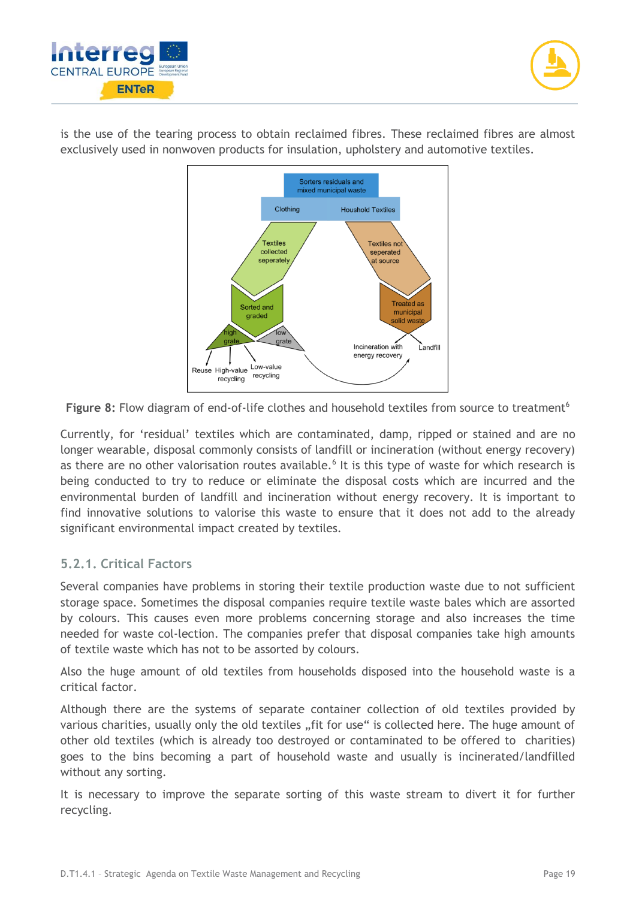is the use of the tearing process to obtain reclaimed fibres. These reclaimed fibres are almost exclusively used in nonwoven products for insulation, upholstery and automotive textiles.

Sorters residuals and mixed municipal waste

Clothing

Houshold Textiles

Textiles collected seperately

Textiles not seperated at source

Sorted and graded

Treated as municipal solid waste

high grate

low grate

Reuse

High-value recycling

Low-value recycling

Incineration with energy recovery

Landfill

**Figure 8:** Flow diagram of end-of-life clothes and household textiles from source to treatment[6]

Currently, for 'residual' textiles which are contaminated, damp, ripped or stained and are no longer wearable, disposal commonly consists of landfill or incineration (without energy recovery) as there are no other valorisation routes available.[6] It is this type of waste for which research is being conducted to try to reduce or eliminate the disposal costs which are incurred and the environmental burden of landfill and incineration without energy recovery. It is important to find innovative solutions to valorise this waste to ensure that it does not add to the already significant environmental impact created by textiles.

### 5.2.1. Critical Factors

Several companies have problems in storing their textile production waste due to not sufficient storage space. Sometimes the disposal companies require textile waste bales which are assorted by colours. This causes even more problems concerning storage and also increases the time needed for waste col-lection. The companies prefer that disposal companies take high amounts of textile waste which has not to be assorted by colours.

Also the huge amount of old textiles from households disposed into the household waste is a critical factor.

Although there are the systems of separate container collection of old textiles provided by various charities, usually only the old textiles „fit for use" is collected here. The huge amount of other old textiles (which is already too destroyed or contaminated to be offered to charities) goes to the bins becoming a part of household waste and usually is incinerated/landfilled without any sorting.

It is necessary to improve the separate sorting of this waste stream to divert it for further recycling.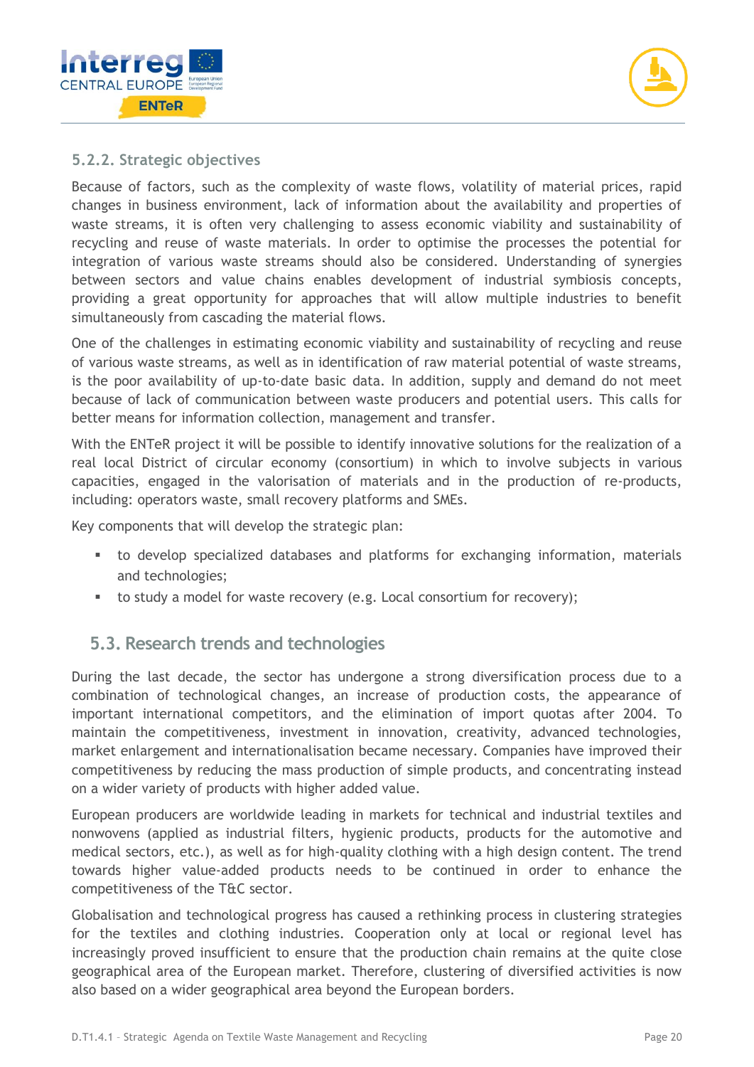### 5.2.2. Strategic objectives

Because of factors, such as the complexity of waste flows, volatility of material prices, rapid changes in business environment, lack of information about the availability and properties of waste streams, it is often very challenging to assess economic viability and sustainability of recycling and reuse of waste materials. In order to optimise the processes the potential for integration of various waste streams should also be considered. Understanding of synergies between sectors and value chains enables development of industrial symbiosis concepts, providing a great opportunity for approaches that will allow multiple industries to benefit simultaneously from cascading the material flows.

One of the challenges in estimating economic viability and sustainability of recycling and reuse of various waste streams, as well as in identification of raw material potential of waste streams, is the poor availability of up-to-date basic data. In addition, supply and demand do not meet because of lack of communication between waste producers and potential users. This calls for better means for information collection, management and transfer.

With the ENTeR project it will be possible to identify innovative solutions for the realization of a real local District of circular economy (consortium) in which to involve subjects in various capacities, engaged in the valorisation of materials and in the production of re-products, including: operators waste, small recovery platforms and SMEs.

Key components that will develop the strategic plan:

- to develop specialized databases and platforms for exchanging information, materials and technologies;
- to study a model for waste recovery (e.g. Local consortium for recovery);

## 5.3. Research trends and technologies

During the last decade, the sector has undergone a strong diversification process due to a combination of technological changes, an increase of production costs, the appearance of important international competitors, and the elimination of import quotas after 2004. To maintain the competitiveness, investment in innovation, creativity, advanced technologies, market enlargement and internationalisation became necessary. Companies have improved their competitiveness by reducing the mass production of simple products, and concentrating instead on a wider variety of products with higher added value.

European producers are worldwide leading in markets for technical and industrial textiles and nonwovens (applied as industrial filters, hygienic products, products for the automotive and medical sectors, etc.), as well as for high-quality clothing with a high design content. The trend towards higher value-added products needs to be continued in order to enhance the competitiveness of the T&C sector.

Globalisation and technological progress has caused a rethinking process in clustering strategies for the textiles and clothing industries. Cooperation only at local or regional level has increasingly proved insufficient to ensure that the production chain remains at the quite close geographical area of the European market. Therefore, clustering of diversified activities is now also based on a wider geographical area beyond the European borders.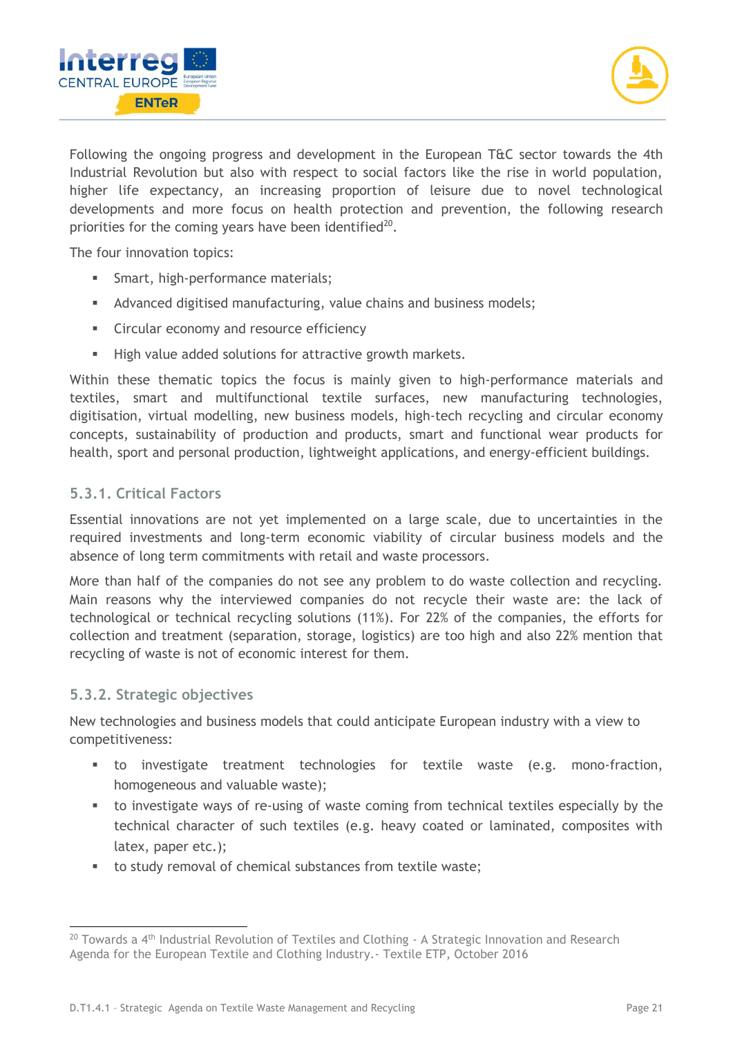Following the ongoing progress and development in the European T&C sector towards the 4th Industrial Revolution but also with respect to social factors like the rise in world population, higher life expectancy, an increasing proportion of leisure due to novel technological developments and more focus on health protection and prevention, the following research priorities for the coming years have been identified[20].

The four innovation topics:

- Smart, high-performance materials;
- Advanced digitised manufacturing, value chains and business models;
- Circular economy and resource efficiency
- High value added solutions for attractive growth markets.

Within these thematic topics the focus is mainly given to high-performance materials and textiles, smart and multifunctional textile surfaces, new manufacturing technologies, digitisation, virtual modelling, new business models, high-tech recycling and circular economy concepts, sustainability of production and products, smart and functional wear products for health, sport and personal production, lightweight applications, and energy-efficient buildings.

### 5.3.1. Critical Factors

Essential innovations are not yet implemented on a large scale, due to uncertainties in the required investments and long-term economic viability of circular business models and the absence of long term commitments with retail and waste processors.

More than half of the companies do not see any problem to do waste collection and recycling. Main reasons why the interviewed companies do not recycle their waste are: the lack of technological or technical recycling solutions (11%). For 22% of the companies, the efforts for collection and treatment (separation, storage, logistics) are too high and also 22% mention that recycling of waste is not of economic interest for them.

### 5.3.2. Strategic objectives

New technologies and business models that could anticipate European industry with a view to competitiveness:

- to investigate treatment technologies for textile waste (e.g. mono-fraction, homogeneous and valuable waste);
- to investigate ways of re-using of waste coming from technical textiles especially by the technical character of such textiles (e.g. heavy coated or laminated, composites with latex, paper etc.);
- to study removal of chemical substances from textile waste;

[20] Towards a 4th Industrial Revolution of Textiles and Clothing - A Strategic Innovation and Research Agenda for the European Textile and Clothing Industry.- Textile ETP, October 2016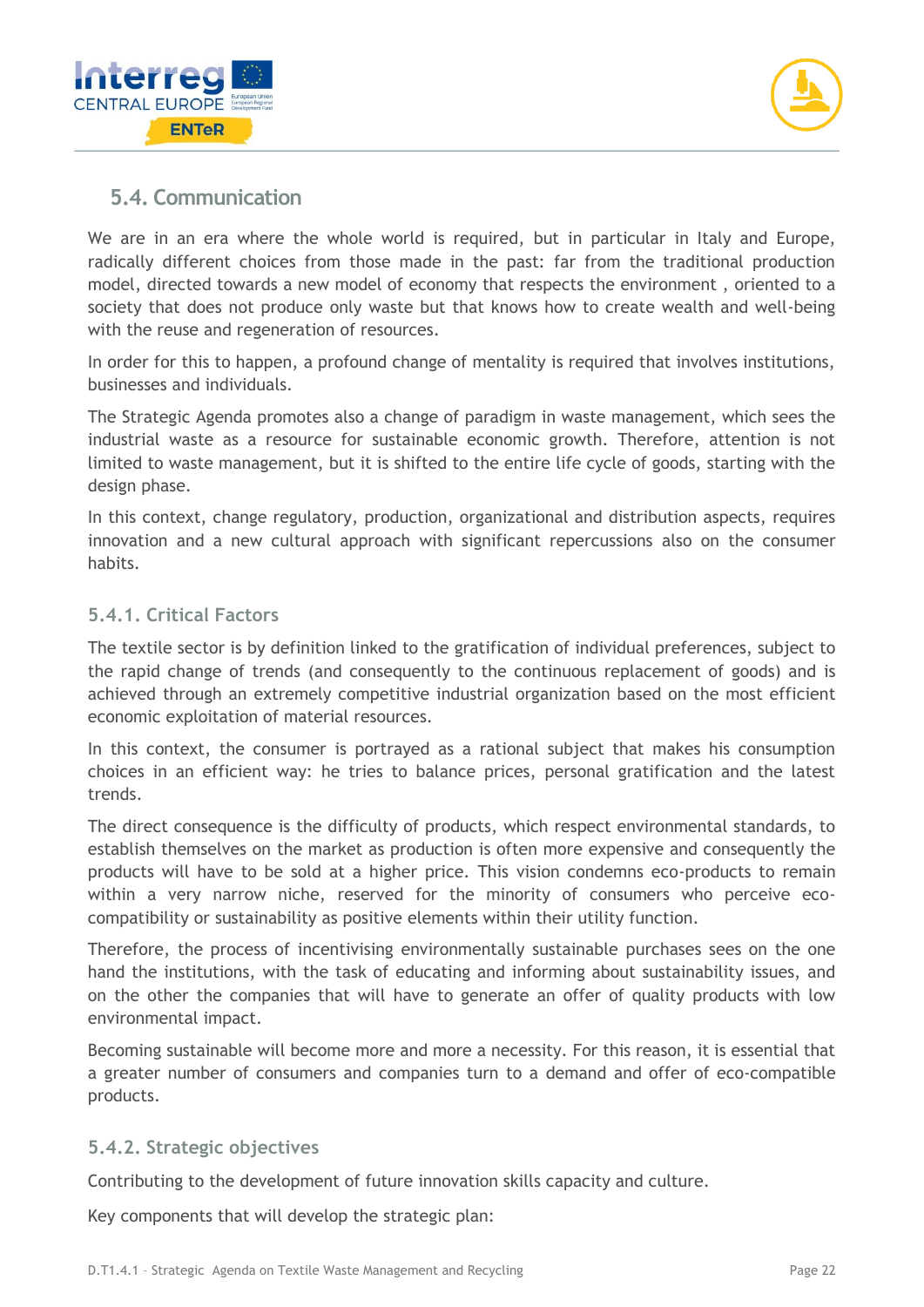## 5.4. Communication

We are in an era where the whole world is required, but in particular in Italy and Europe, radically different choices from those made in the past: far from the traditional production model, directed towards a new model of economy that respects the environment , oriented to a society that does not produce only waste but that knows how to create wealth and well-being with the reuse and regeneration of resources.

In order for this to happen, a profound change of mentality is required that involves institutions, businesses and individuals.

The Strategic Agenda promotes also a change of paradigm in waste management, which sees the industrial waste as a resource for sustainable economic growth. Therefore, attention is not limited to waste management, but it is shifted to the entire life cycle of goods, starting with the design phase.

In this context, change regulatory, production, organizational and distribution aspects, requires innovation and a new cultural approach with significant repercussions also on the consumer habits.

### 5.4.1. Critical Factors

The textile sector is by definition linked to the gratification of individual preferences, subject to the rapid change of trends (and consequently to the continuous replacement of goods) and is achieved through an extremely competitive industrial organization based on the most efficient economic exploitation of material resources.

In this context, the consumer is portrayed as a rational subject that makes his consumption choices in an efficient way: he tries to balance prices, personal gratification and the latest trends.

The direct consequence is the difficulty of products, which respect environmental standards, to establish themselves on the market as production is often more expensive and consequently the products will have to be sold at a higher price. This vision condemns eco-products to remain within a very narrow niche, reserved for the minority of consumers who perceive eco-compatibility or sustainability as positive elements within their utility function.

Therefore, the process of incentivising environmentally sustainable purchases sees on the one hand the institutions, with the task of educating and informing about sustainability issues, and on the other the companies that will have to generate an offer of quality products with low environmental impact.

Becoming sustainable will become more and more a necessity. For this reason, it is essential that a greater number of consumers and companies turn to a demand and offer of eco-compatible products.

### 5.4.2. Strategic objectives

Contributing to the development of future innovation skills capacity and culture.

Key components that will develop the strategic plan: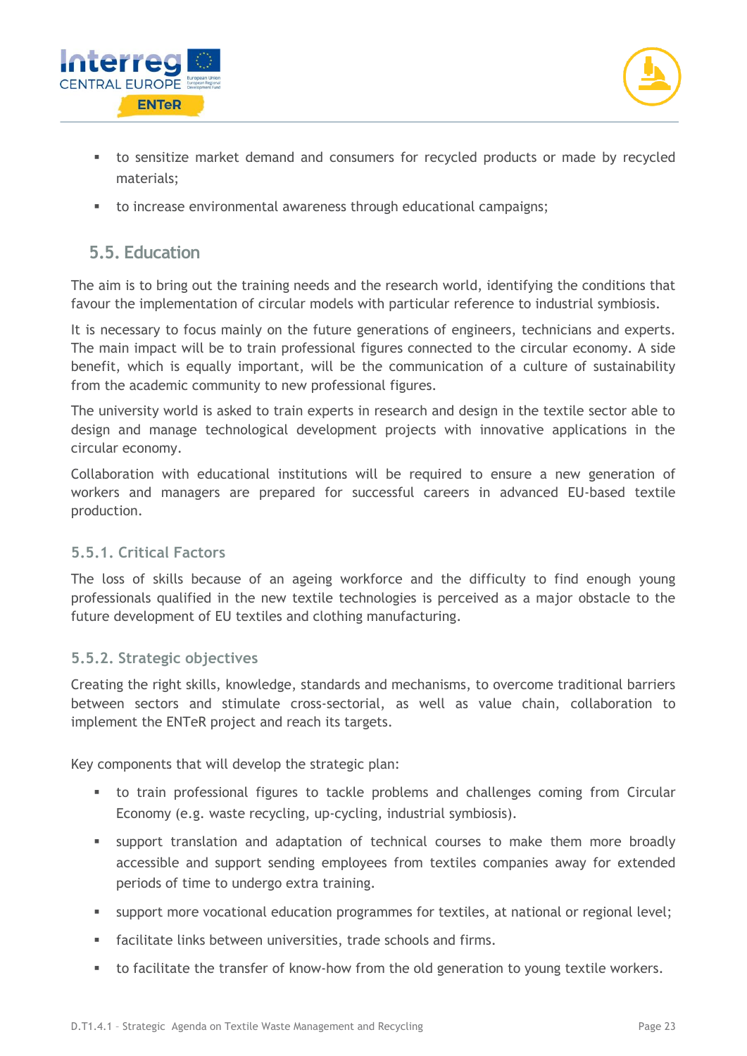- to sensitize market demand and consumers for recycled products or made by recycled materials;
- to increase environmental awareness through educational campaigns;

## 5.5. Education

The aim is to bring out the training needs and the research world, identifying the conditions that favour the implementation of circular models with particular reference to industrial symbiosis.

It is necessary to focus mainly on the future generations of engineers, technicians and experts. The main impact will be to train professional figures connected to the circular economy. A side benefit, which is equally important, will be the communication of a culture of sustainability from the academic community to new professional figures.

The university world is asked to train experts in research and design in the textile sector able to design and manage technological development projects with innovative applications in the circular economy.

Collaboration with educational institutions will be required to ensure a new generation of workers and managers are prepared for successful careers in advanced EU-based textile production.

### 5.5.1. Critical Factors

The loss of skills because of an ageing workforce and the difficulty to find enough young professionals qualified in the new textile technologies is perceived as a major obstacle to the future development of EU textiles and clothing manufacturing.

### 5.5.2. Strategic objectives

Creating the right skills, knowledge, standards and mechanisms, to overcome traditional barriers between sectors and stimulate cross-sectorial, as well as value chain, collaboration to implement the ENTeR project and reach its targets.

Key components that will develop the strategic plan:

- to train professional figures to tackle problems and challenges coming from Circular Economy (e.g. waste recycling, up-cycling, industrial symbiosis).
- support translation and adaptation of technical courses to make them more broadly accessible and support sending employees from textiles companies away for extended periods of time to undergo extra training.
- support more vocational education programmes for textiles, at national or regional level;
- facilitate links between universities, trade schools and firms.
- to facilitate the transfer of know-how from the old generation to young textile workers.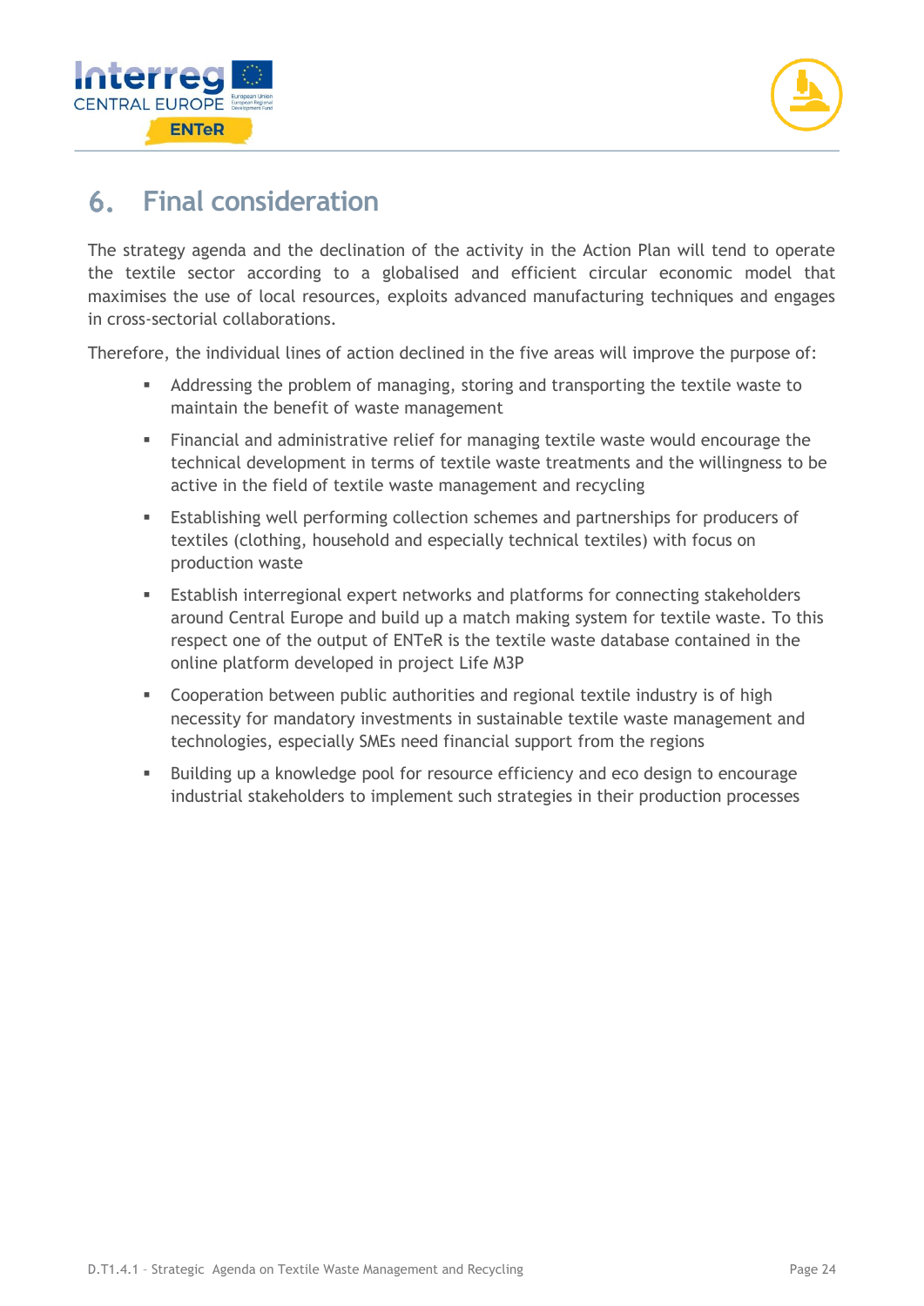## 6. Final consideration

The strategy agenda and the declination of the activity in the Action Plan will tend to operate the textile sector according to a globalised and efficient circular economic model that maximises the use of local resources, exploits advanced manufacturing techniques and engages in cross-sectorial collaborations.

Therefore, the individual lines of action declined in the five areas will improve the purpose of:

- Addressing the problem of managing, storing and transporting the textile waste to maintain the benefit of waste management
- Financial and administrative relief for managing textile waste would encourage the technical development in terms of textile waste treatments and the willingness to be active in the field of textile waste management and recycling
- Establishing well performing collection schemes and partnerships for producers of textiles (clothing, household and especially technical textiles) with focus on production waste
- Establish interregional expert networks and platforms for connecting stakeholders around Central Europe and build up a match making system for textile waste. To this respect one of the output of ENTeR is the textile waste database contained in the online platform developed in project Life M3P
- Cooperation between public authorities and regional textile industry is of high necessity for mandatory investments in sustainable textile waste management and technologies, especially SMEs need financial support from the regions
- Building up a knowledge pool for resource efficiency and eco design to encourage industrial stakeholders to implement such strategies in their production processes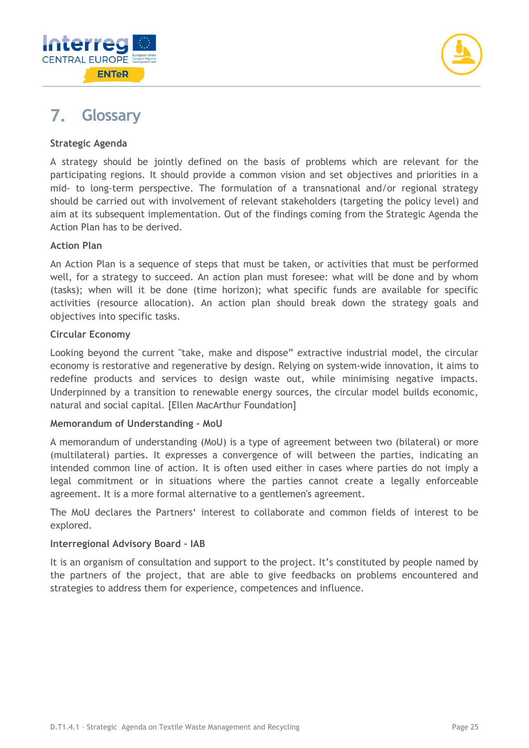# 7. Glossary

**Strategic Agenda**

A strategy should be jointly defined on the basis of problems which are relevant for the participating regions. It should provide a common vision and set objectives and priorities in a mid- to long-term perspective. The formulation of a transnational and/or regional strategy should be carried out with involvement of relevant stakeholders (targeting the policy level) and aim at its subsequent implementation. Out of the findings coming from the Strategic Agenda the Action Plan has to be derived.

**Action Plan**

An Action Plan is a sequence of steps that must be taken, or activities that must be performed well, for a strategy to succeed. An action plan must foresee: what will be done and by whom (tasks); when will it be done (time horizon); what specific funds are available for specific activities (resource allocation). An action plan should break down the strategy goals and objectives into specific tasks.

**Circular Economy**

Looking beyond the current "take, make and dispose" extractive industrial model, the circular economy is restorative and regenerative by design. Relying on system-wide innovation, it aims to redefine products and services to design waste out, while minimising negative impacts. Underpinned by a transition to renewable energy sources, the circular model builds economic, natural and social capital. [Ellen MacArthur Foundation]

**Memorandum of Understanding – MoU**

A memorandum of understanding (MoU) is a type of agreement between two (bilateral) or more (multilateral) parties. It expresses a convergence of will between the parties, indicating an intended common line of action. It is often used either in cases where parties do not imply a legal commitment or in situations where the parties cannot create a legally enforceable agreement. It is a more formal alternative to a gentlemen's agreement.

The MoU declares the Partners' interest to collaborate and common fields of interest to be explored.

**Interregional Advisory Board – IAB**

It is an organism of consultation and support to the project. It's constituted by people named by the partners of the project, that are able to give feedbacks on problems encountered and strategies to address them for experience, competences and influence.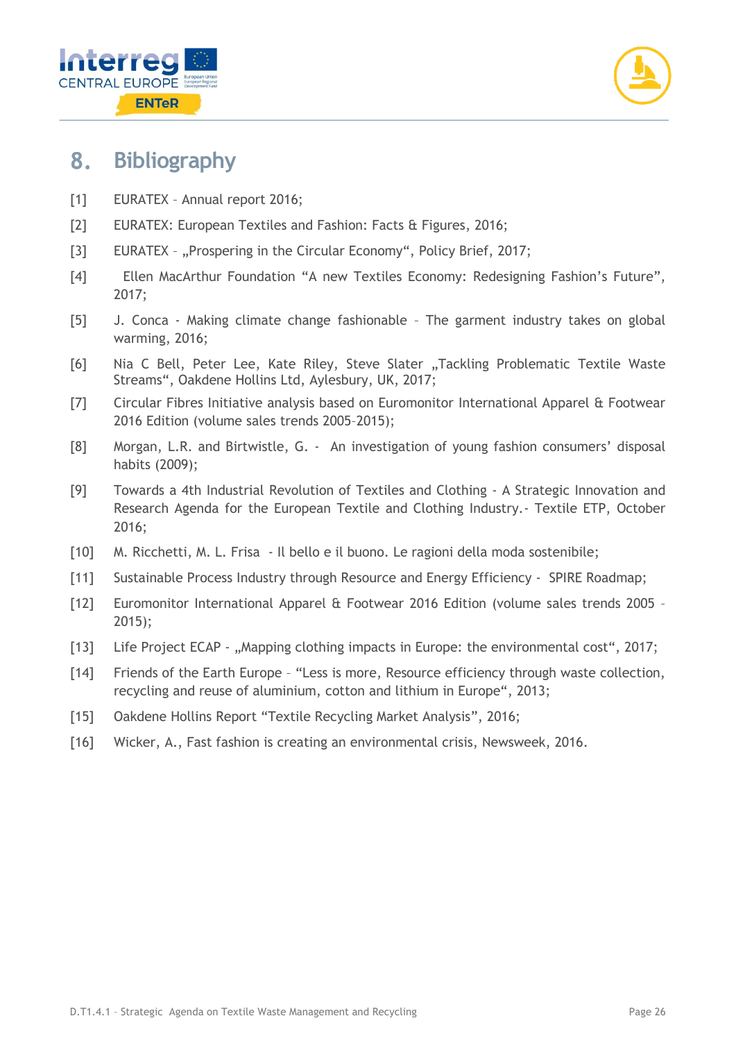# 8. Bibliography

[1] EURATEX – Annual report 2016;

[2] EURATEX: European Textiles and Fashion: Facts & Figures, 2016;

[3] EURATEX – „Prospering in the Circular Economy“, Policy Brief, 2017;

[4] Ellen MacArthur Foundation “A new Textiles Economy: Redesigning Fashion’s Future”, 2017;

[5] J. Conca - Making climate change fashionable – The garment industry takes on global warming, 2016;

[6] Nia C Bell, Peter Lee, Kate Riley, Steve Slater „Tackling Problematic Textile Waste Streams“, Oakdene Hollins Ltd, Aylesbury, UK, 2017;

[7] Circular Fibres Initiative analysis based on Euromonitor International Apparel & Footwear 2016 Edition (volume sales trends 2005–2015);

[8] Morgan, L.R. and Birtwistle, G. - An investigation of young fashion consumers’ disposal habits (2009);

[9] Towards a 4th Industrial Revolution of Textiles and Clothing - A Strategic Innovation and Research Agenda for the European Textile and Clothing Industry.- Textile ETP, October 2016;

[10] M. Ricchetti, M. L. Frisa - Il bello e il buono. Le ragioni della moda sostenibile;

[11] Sustainable Process Industry through Resource and Energy Efficiency - SPIRE Roadmap;

[12] Euromonitor International Apparel & Footwear 2016 Edition (volume sales trends 2005 – 2015);

[13] Life Project ECAP - „Mapping clothing impacts in Europe: the environmental cost“, 2017;

[14] Friends of the Earth Europe – “Less is more, Resource efficiency through waste collection, recycling and reuse of aluminium, cotton and lithium in Europe“, 2013;

[15] Oakdene Hollins Report “Textile Recycling Market Analysis”, 2016;

[16] Wicker, A., Fast fashion is creating an environmental crisis, Newsweek, 2016.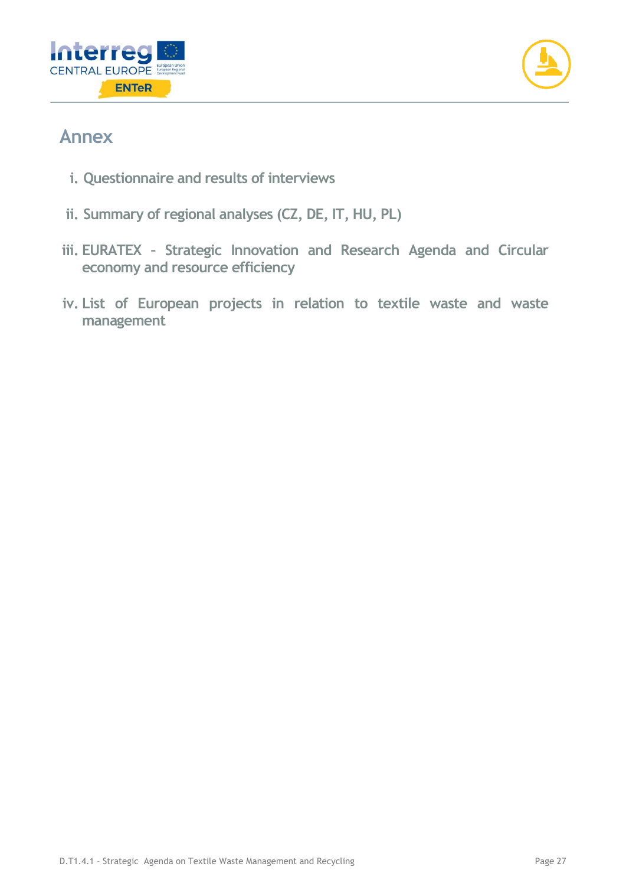# Annex

i. Questionnaire and results of interviews

ii. Summary of regional analyses (CZ, DE, IT, HU, PL)

iii. EURATEX – Strategic Innovation and Research Agenda and Circular economy and resource efficiency

iv. List of European projects in relation to textile waste and waste management